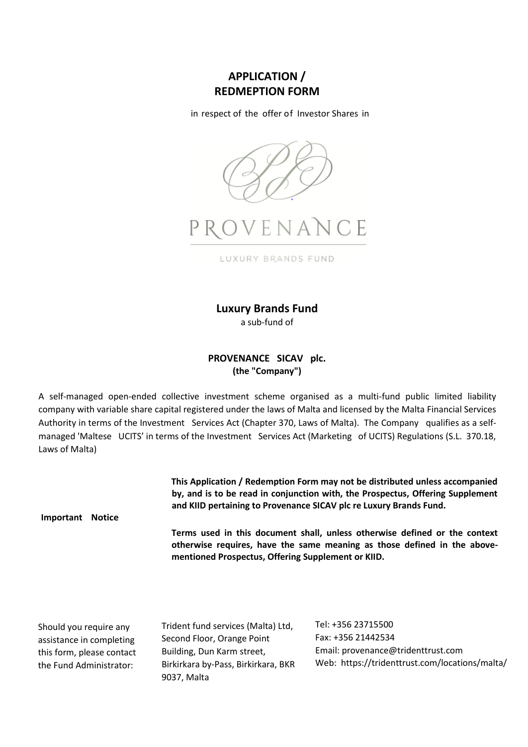# APPLICATION / REDMEPTION FORM

in respect of the offer of Investor Shares in

PROVENANCE

LUXURY BRANDS FUND

## Luxury Brands Fund

a sub-fund of

### PROVENANCE SICAV plc.
**(the "Company")**

A self-managed open-ended collective investment scheme organised as a multi-fund public limited liability company with variable share capital registered under the laws of Malta and licensed by the Malta Financial Services Authority in terms of the Investment Services Act (Chapter 370, Laws of Malta). The Company qualifies as a self-managed 'Maltese UCITS' in terms of the Investment Services Act (Marketing of UCITS) Regulations (S.L. 370.18, Laws of Malta)

**Important Notice**

**This Application / Redemption Form may not be distributed unless accompanied by, and is to be read in conjunction with, the Prospectus, Offering Supplement and KIID pertaining to Provenance SICAV plc re Luxury Brands Fund.**

**Terms used in this document shall, unless otherwise defined or the context otherwise requires, have the same meaning as those defined in the above-mentioned Prospectus, Offering Supplement or KIID.**

Should you require any assistance in completing this form, please contact the Fund Administrator:

Trident fund services (Malta) Ltd, Second Floor, Orange Point Building, Dun Karm street, Birkirkara by-Pass, Birkirkara, BKR 9037, Malta

Tel: +356 23715500
Fax: +356 21442534
Email: provenance@tridenttrust.com
Web: https://tridenttrust.com/locations/malta/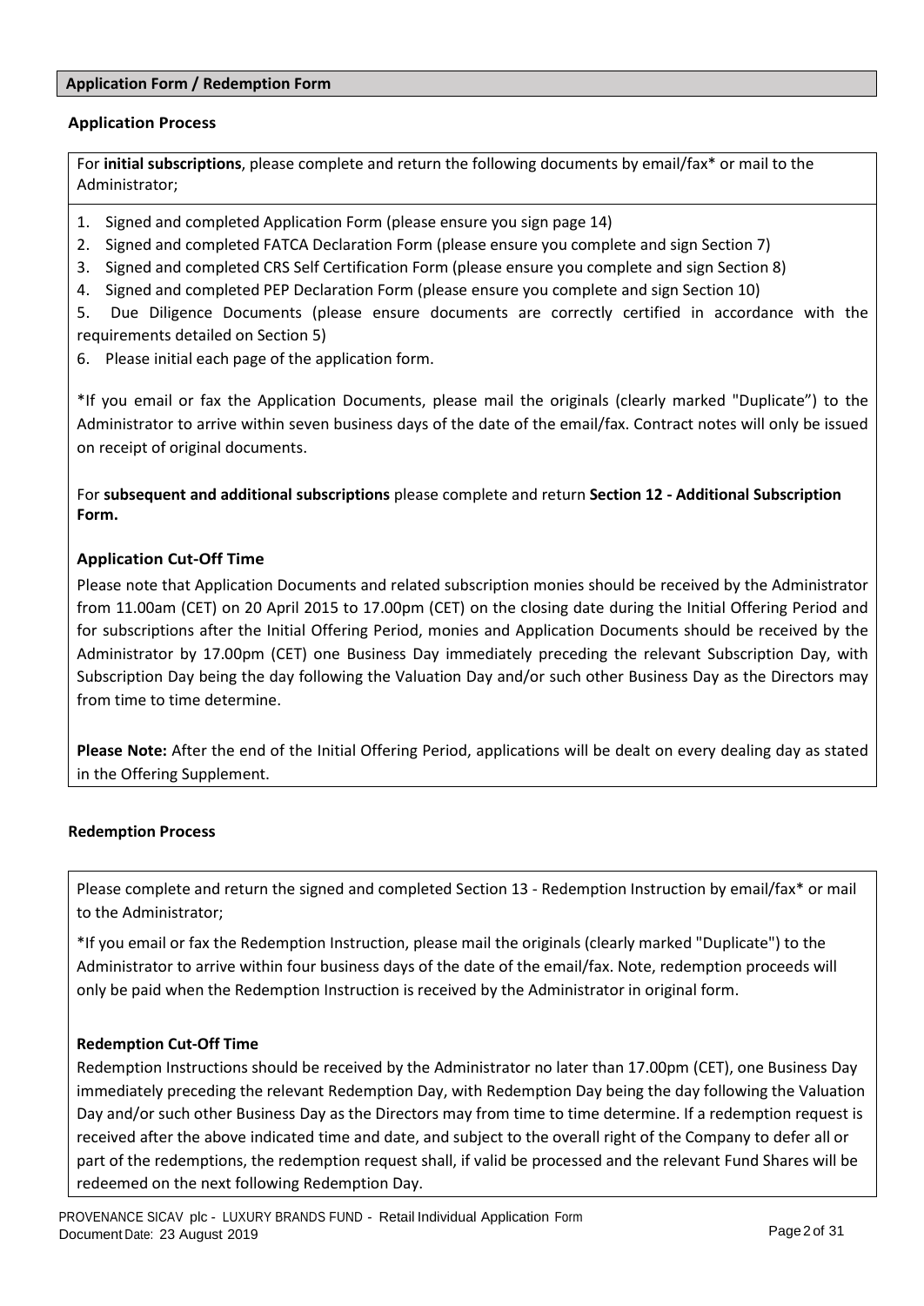## Application Form / Redemption Form

### Application Process

For **initial subscriptions**, please complete and return the following documents by email/fax* or mail to the Administrator;

1. Signed and completed Application Form (please ensure you sign page 14)
2. Signed and completed FATCA Declaration Form (please ensure you complete and sign Section 7)
3. Signed and completed CRS Self Certification Form (please ensure you complete and sign Section 8)
4. Signed and completed PEP Declaration Form (please ensure you complete and sign Section 10)
5. Due Diligence Documents (please ensure documents are correctly certified in accordance with the requirements detailed on Section 5)
6. Please initial each page of the application form.

*If you email or fax the Application Documents, please mail the originals (clearly marked "Duplicate") to the Administrator to arrive within seven business days of the date of the email/fax. Contract notes will only be issued on receipt of original documents.

For **subsequent and additional subscriptions** please complete and return **Section 12 - Additional Subscription Form.**

### Application Cut-Off Time

Please note that Application Documents and related subscription monies should be received by the Administrator from 11.00am (CET) on 20 April 2015 to 17.00pm (CET) on the closing date during the Initial Offering Period and for subscriptions after the Initial Offering Period, monies and Application Documents should be received by the Administrator by 17.00pm (CET) one Business Day immediately preceding the relevant Subscription Day, with Subscription Day being the day following the Valuation Day and/or such other Business Day as the Directors may from time to time determine.

**Please Note:** After the end of the Initial Offering Period, applications will be dealt on every dealing day as stated in the Offering Supplement.

### Redemption Process

Please complete and return the signed and completed Section 13 - Redemption Instruction by email/fax* or mail to the Administrator;

*If you email or fax the Redemption Instruction, please mail the originals (clearly marked "Duplicate") to the Administrator to arrive within four business days of the date of the email/fax. Note, redemption proceeds will only be paid when the Redemption Instruction is received by the Administrator in original form.

### Redemption Cut-Off Time

Redemption Instructions should be received by the Administrator no later than 17.00pm (CET), one Business Day immediately preceding the relevant Redemption Day, with Redemption Day being the day following the Valuation Day and/or such other Business Day as the Directors may from time to time determine. If a redemption request is received after the above indicated time and date, and subject to the overall right of the Company to defer all or part of the redemptions, the redemption request shall, if valid be processed and the relevant Fund Shares will be redeemed on the next following Redemption Day.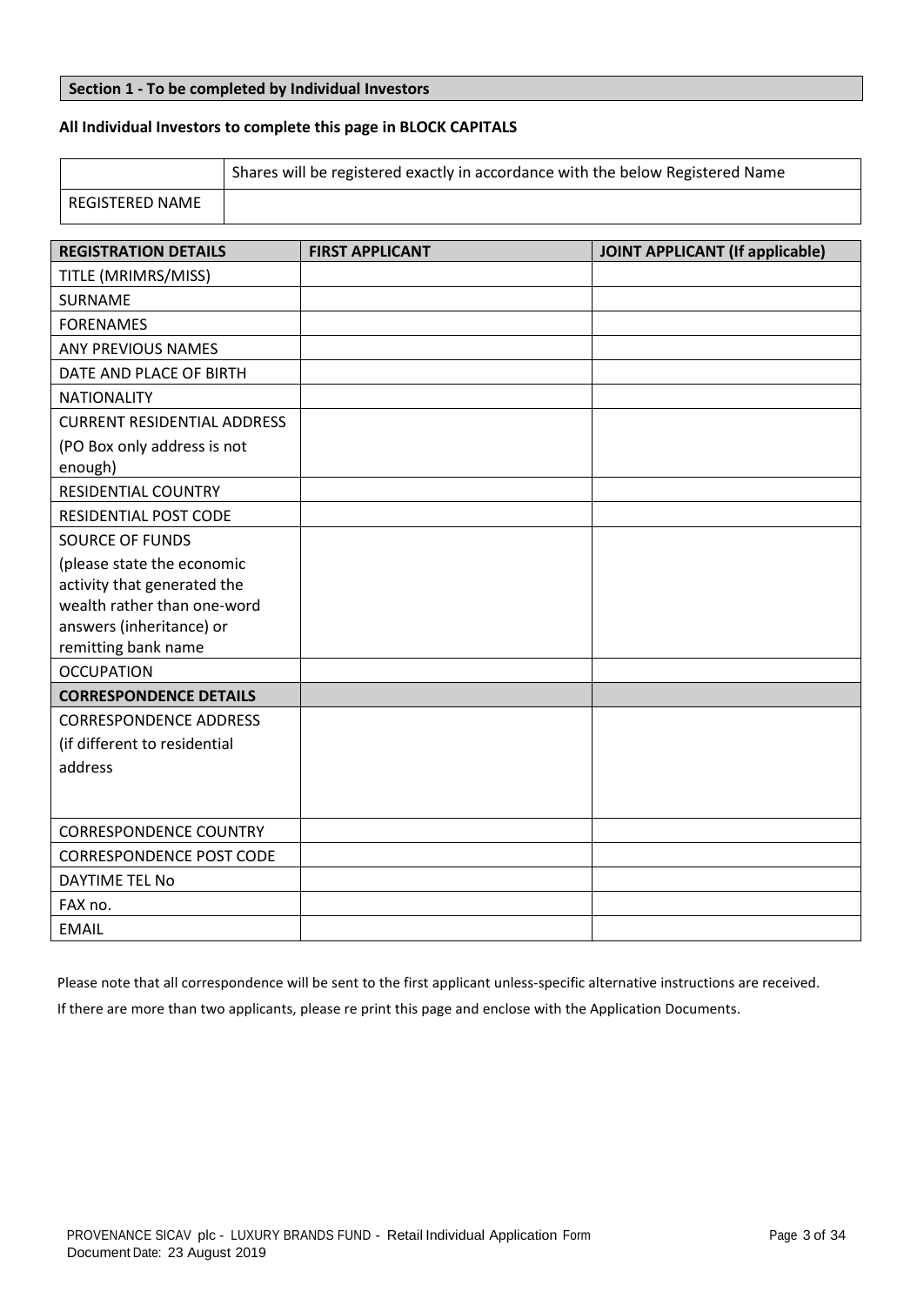**Section 1 - To be completed by Individual Investors**

**All Individual Investors to complete this page in BLOCK CAPITALS**

| | Shares will be registered exactly in accordance with the below Registered Name |
|---|---|
| REGISTERED NAME | |

| REGISTRATION DETAILS | FIRST APPLICANT | JOINT APPLICANT (If applicable) |
|---|---|---|
| TITLE (MRIMRS/MISS) | | |
| SURNAME | | |
| FORENAMES | | |
| ANY PREVIOUS NAMES | | |
| DATE AND PLACE OF BIRTH | | |
| NATIONALITY | | |
| CURRENT RESIDENTIAL ADDRESS (PO Box only address is not enough) | | |
| RESIDENTIAL COUNTRY | | |
| RESIDENTIAL POST CODE | | |
| SOURCE OF FUNDS (please state the economic activity that generated the wealth rather than one-word answers (inheritance) or remitting bank name | | |
| OCCUPATION | | |
| **CORRESPONDENCE DETAILS** | | |
| CORRESPONDENCE ADDRESS (if different to residential address | | |
| CORRESPONDENCE COUNTRY | | |
| CORRESPONDENCE POST CODE | | |
| DAYTIME TEL No | | |
| FAX no. | | |
| EMAIL | | |

Please note that all correspondence will be sent to the first applicant unless-specific alternative instructions are received.

If there are more than two applicants, please re print this page and enclose with the Application Documents.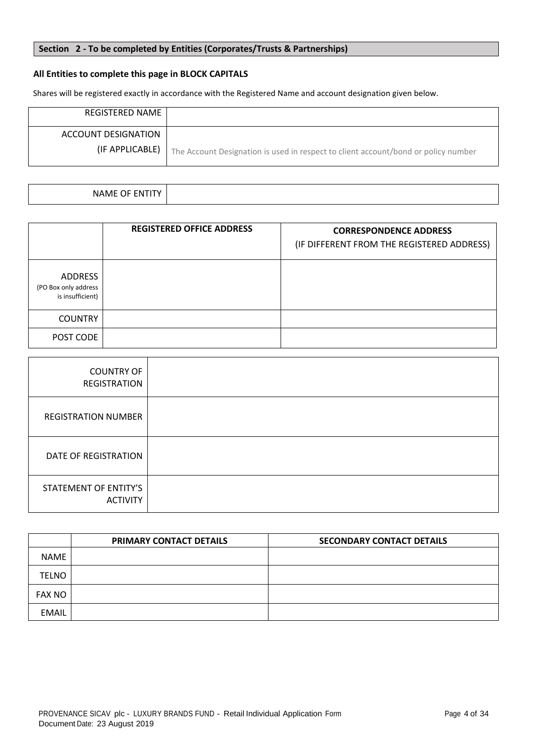## Section 2 - To be completed by Entities (Corporates/Trusts & Partnerships)

**All Entities to complete this page in BLOCK CAPITALS**

Shares will be registered exactly in accordance with the Registered Name and account designation given below.

| REGISTERED NAME | |
|---|---|
| ACCOUNT DESIGNATION (IF APPLICABLE) | The Account Designation is used in respect to client account/bond or policy number |

| NAME OF ENTITY | |
|---|---|

| | **REGISTERED OFFICE ADDRESS** | **CORRESPONDENCE ADDRESS** (IF DIFFERENT FROM THE REGISTERED ADDRESS) |
|---|---|---|
| ADDRESS (PO Box only address is insufficient) | | |
| COUNTRY | | |
| POST CODE | | |

| COUNTRY OF REGISTRATION | |
|---|---|
| REGISTRATION NUMBER | |
| DATE OF REGISTRATION | |
| STATEMENT OF ENTITY'S ACTIVITY | |

| | **PRIMARY CONTACT DETAILS** | **SECONDARY CONTACT DETAILS** |
|---|---|---|
| NAME | | |
| TELNO | | |
| FAX NO | | |
| EMAIL | | |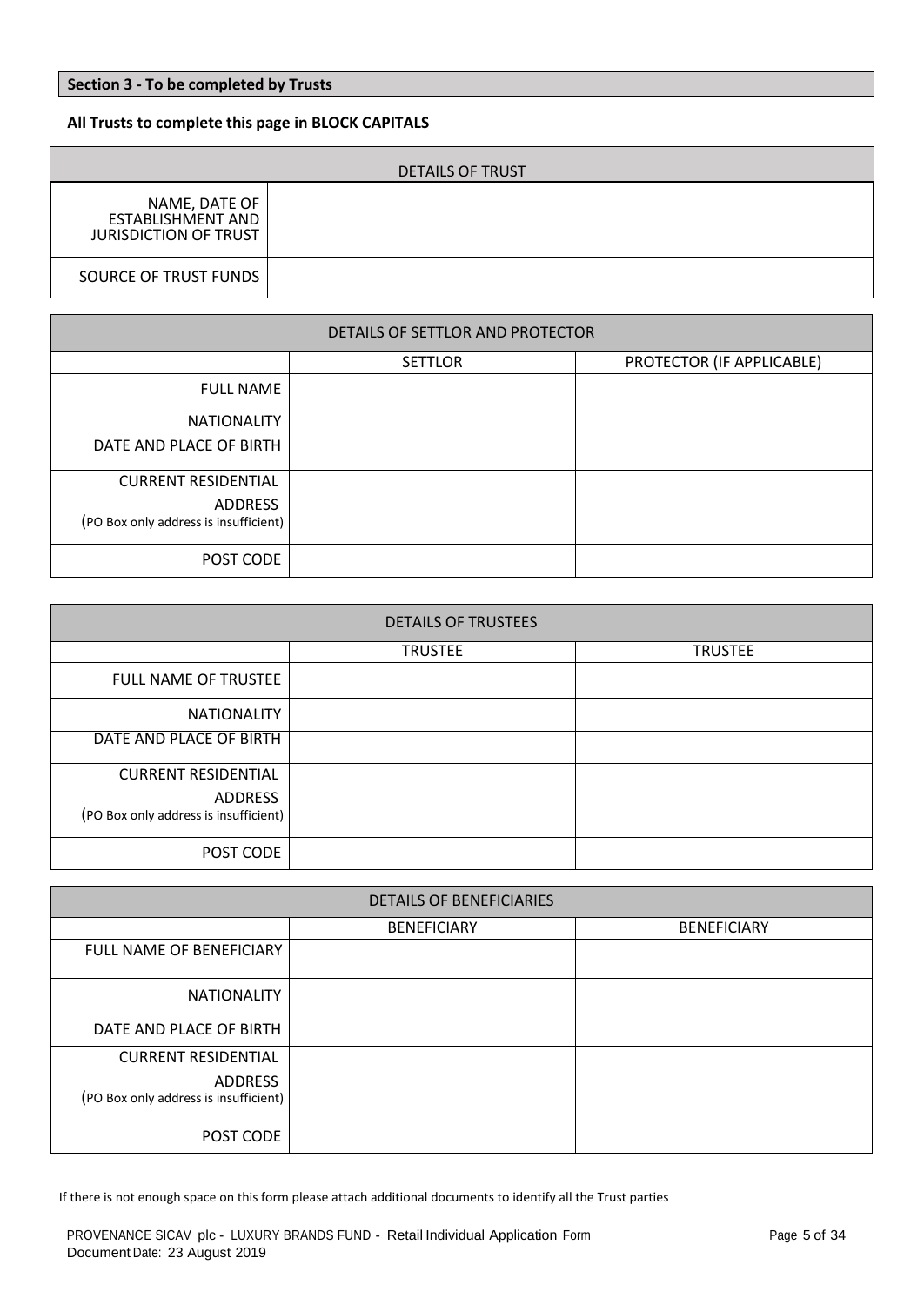## Section 3 - To be completed by Trusts

**All Trusts to complete this page in BLOCK CAPITALS**

| DETAILS OF TRUST | |
|---|---|
| NAME, DATE OF ESTABLISHMENT AND JURISDICTION OF TRUST | |
| SOURCE OF TRUST FUNDS | |

| DETAILS OF SETTLOR AND PROTECTOR | | |
|---|---|---|
| | SETTLOR | PROTECTOR (IF APPLICABLE) |
| FULL NAME | | |
| NATIONALITY | | |
| DATE AND PLACE OF BIRTH | | |
| CURRENT RESIDENTIAL ADDRESS (PO Box only address is insufficient) | | |
| POST CODE | | |

| DETAILS OF TRUSTEES | | |
|---|---|---|
| | TRUSTEE | TRUSTEE |
| FULL NAME OF TRUSTEE | | |
| NATIONALITY | | |
| DATE AND PLACE OF BIRTH | | |
| CURRENT RESIDENTIAL ADDRESS (PO Box only address is insufficient) | | |
| POST CODE | | |

| DETAILS OF BENEFICIARIES | | |
|---|---|---|
| | BENEFICIARY | BENEFICIARY |
| FULL NAME OF BENEFICIARY | | |
| NATIONALITY | | |
| DATE AND PLACE OF BIRTH | | |
| CURRENT RESIDENTIAL ADDRESS (PO Box only address is insufficient) | | |
| POST CODE | | |

If there is not enough space on this form please attach additional documents to identify all the Trust parties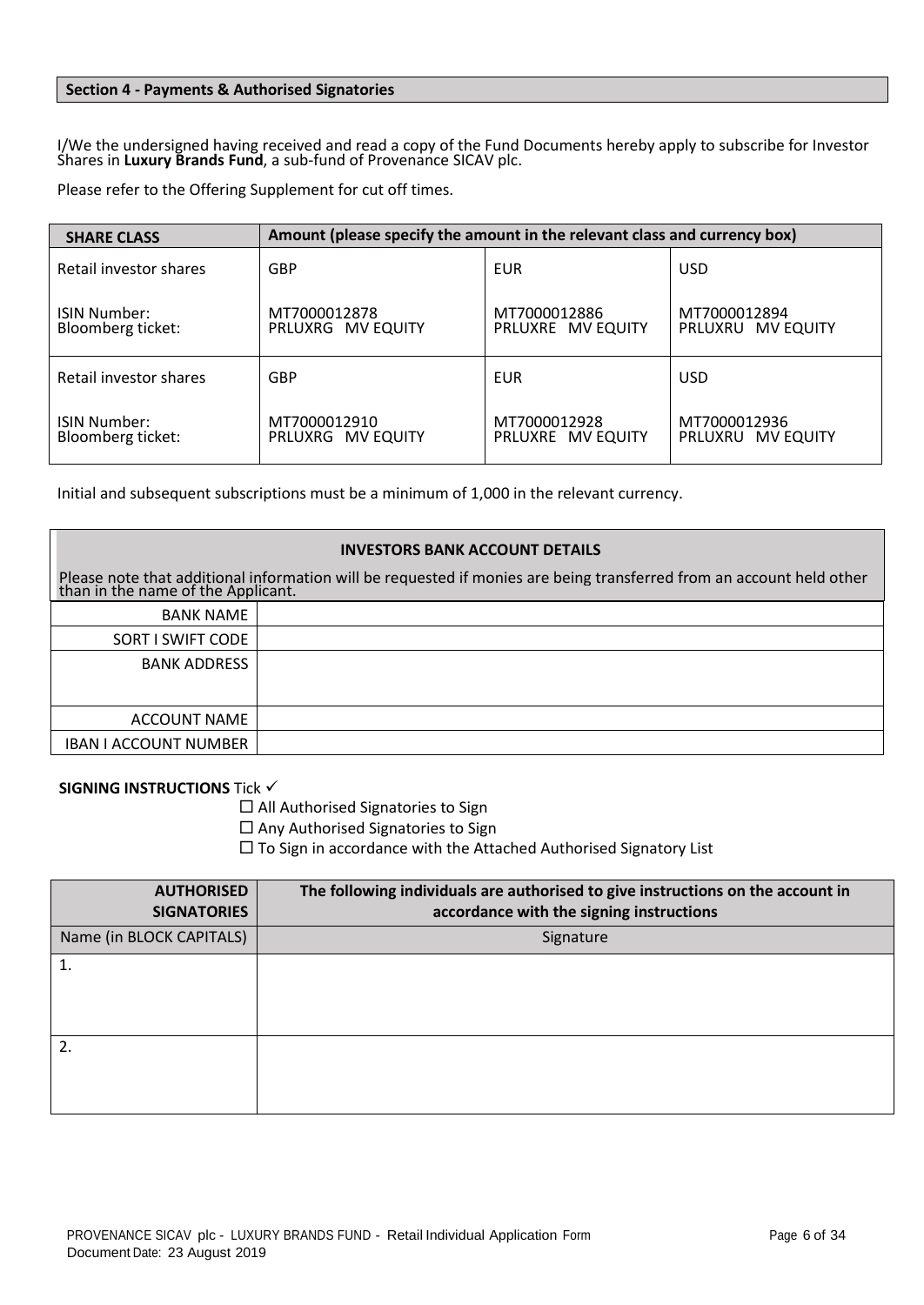## Section 4 - Payments & Authorised Signatories

I/We the undersigned having received and read a copy of the Fund Documents hereby apply to subscribe for Investor Shares in **Luxury Brands Fund**, a sub-fund of Provenance SICAV plc.

Please refer to the Offering Supplement for cut off times.

| SHARE CLASS | Amount (please specify the amount in the relevant class and currency box) | | |
|---|---|---|---|
| Retail investor shares | GBP | EUR | USD |
| ISIN Number:<br>Bloomberg ticket: | MT7000012878<br>PRLUXRG MV EQUITY | MT7000012886<br>PRLUXRE MV EQUITY | MT7000012894<br>PRLUXRU MV EQUITY |
| Retail investor shares | GBP | EUR | USD |
| ISIN Number:<br>Bloomberg ticket: | MT7000012910<br>PRLUXRG MV EQUITY | MT7000012928<br>PRLUXRE MV EQUITY | MT7000012936<br>PRLUXRU MV EQUITY |

Initial and subsequent subscriptions must be a minimum of 1,000 in the relevant currency.

**INVESTORS BANK ACCOUNT DETAILS**

Please note that additional information will be requested if monies are being transferred from an account held other than in the name of the Applicant.

| | |
|---|---|
| BANK NAME | |
| SORT I SWIFT CODE | |
| BANK ADDRESS | |
| ACCOUNT NAME | |
| IBAN I ACCOUNT NUMBER | |

**SIGNING INSTRUCTIONS** Tick ✓

☐ All Authorised Signatories to Sign

☐ Any Authorised Signatories to Sign

☐ To Sign in accordance with the Attached Authorised Signatory List

| AUTHORISED SIGNATORIES | The following individuals are authorised to give instructions on the account in accordance with the signing instructions |
|---|---|
| Name (in BLOCK CAPITALS) | Signature |
| 1. | |
| 2. | |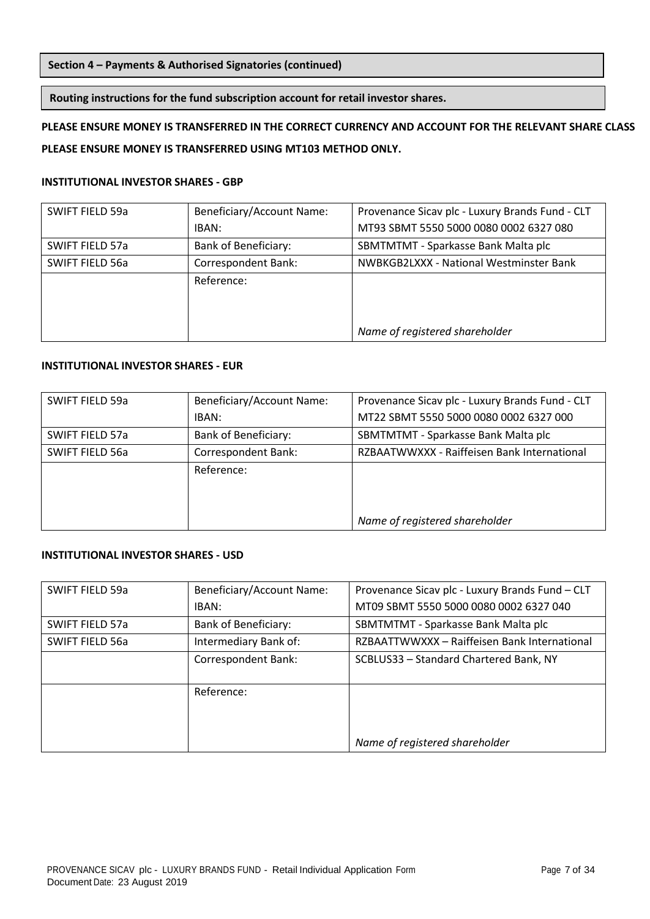**Section 4 – Payments & Authorised Signatories (continued)**

**Routing instructions for the fund subscription account for retail investor shares.**

**PLEASE ENSURE MONEY IS TRANSFERRED IN THE CORRECT CURRENCY AND ACCOUNT FOR THE RELEVANT SHARE CLASS**

**PLEASE ENSURE MONEY IS TRANSFERRED USING MT103 METHOD ONLY.**

**INSTITUTIONAL INVESTOR SHARES - GBP**

| | | |
|---|---|---|
| SWIFT FIELD 59a | Beneficiary/Account Name:<br>IBAN: | Provenance Sicav plc - Luxury Brands Fund - CLT<br>MT93 SBMT 5550 5000 0080 0002 6327 080 |
| SWIFT FIELD 57a | Bank of Beneficiary: | SBMTMTMT - Sparkasse Bank Malta plc |
| SWIFT FIELD 56a | Correspondent Bank: | NWBKGB2LXXX - National Westminster Bank |
| | Reference: | *Name of registered shareholder* |

**INSTITUTIONAL INVESTOR SHARES - EUR**

| | | |
|---|---|---|
| SWIFT FIELD 59a | Beneficiary/Account Name:<br>IBAN: | Provenance Sicav plc - Luxury Brands Fund - CLT<br>MT22 SBMT 5550 5000 0080 0002 6327 000 |
| SWIFT FIELD 57a | Bank of Beneficiary: | SBMTMTMT - Sparkasse Bank Malta plc |
| SWIFT FIELD 56a | Correspondent Bank: | RZBAATWWXXX - Raiffeisen Bank International |
| | Reference: | *Name of registered shareholder* |

**INSTITUTIONAL INVESTOR SHARES - USD**

| | | |
|---|---|---|
| SWIFT FIELD 59a | Beneficiary/Account Name:<br>IBAN: | Provenance Sicav plc - Luxury Brands Fund – CLT<br>MT09 SBMT 5550 5000 0080 0002 6327 040 |
| SWIFT FIELD 57a | Bank of Beneficiary: | SBMTMTMT - Sparkasse Bank Malta plc |
| SWIFT FIELD 56a | Intermediary Bank of: | RZBAATTWWXXX – Raiffeisen Bank International |
| | Correspondent Bank: | SCBLUS33 – Standard Chartered Bank, NY |
| | Reference: | *Name of registered shareholder* |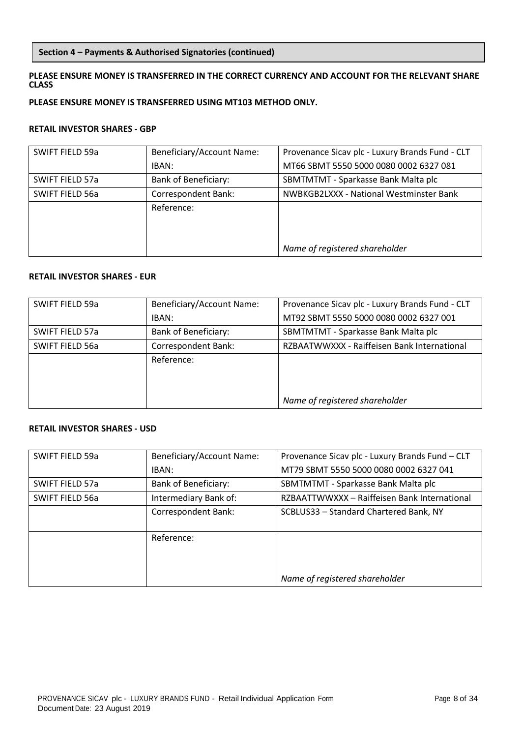## Section 4 – Payments & Authorised Signatories (continued)

**PLEASE ENSURE MONEY IS TRANSFERRED IN THE CORRECT CURRENCY AND ACCOUNT FOR THE RELEVANT SHARE CLASS**

**PLEASE ENSURE MONEY IS TRANSFERRED USING MT103 METHOD ONLY.**

**RETAIL INVESTOR SHARES - GBP**

| | | |
|---|---|---|
| SWIFT FIELD 59a | Beneficiary/Account Name:<br>IBAN: | Provenance Sicav plc - Luxury Brands Fund - CLT<br>MT66 SBMT 5550 5000 0080 0002 6327 081 |
| SWIFT FIELD 57a | Bank of Beneficiary: | SBMTMTMT - Sparkasse Bank Malta plc |
| SWIFT FIELD 56a | Correspondent Bank: | NWBKGB2LXXX - National Westminster Bank |
| | Reference: | *Name of registered shareholder* |

**RETAIL INVESTOR SHARES - EUR**

| | | |
|---|---|---|
| SWIFT FIELD 59a | Beneficiary/Account Name:<br>IBAN: | Provenance Sicav plc - Luxury Brands Fund - CLT<br>MT92 SBMT 5550 5000 0080 0002 6327 001 |
| SWIFT FIELD 57a | Bank of Beneficiary: | SBMTMTMT - Sparkasse Bank Malta plc |
| SWIFT FIELD 56a | Correspondent Bank: | RZBAATWWXXX - Raiffeisen Bank International |
| | Reference: | *Name of registered shareholder* |

**RETAIL INVESTOR SHARES - USD**

| | | |
|---|---|---|
| SWIFT FIELD 59a | Beneficiary/Account Name:<br>IBAN: | Provenance Sicav plc - Luxury Brands Fund – CLT<br>MT79 SBMT 5550 5000 0080 0002 6327 041 |
| SWIFT FIELD 57a | Bank of Beneficiary: | SBMTMTMT - Sparkasse Bank Malta plc |
| SWIFT FIELD 56a | Intermediary Bank of: | RZBAATTWWXXX – Raiffeisen Bank International |
| | Correspondent Bank: | SCBLUS33 – Standard Chartered Bank, NY |
| | Reference: | *Name of registered shareholder* |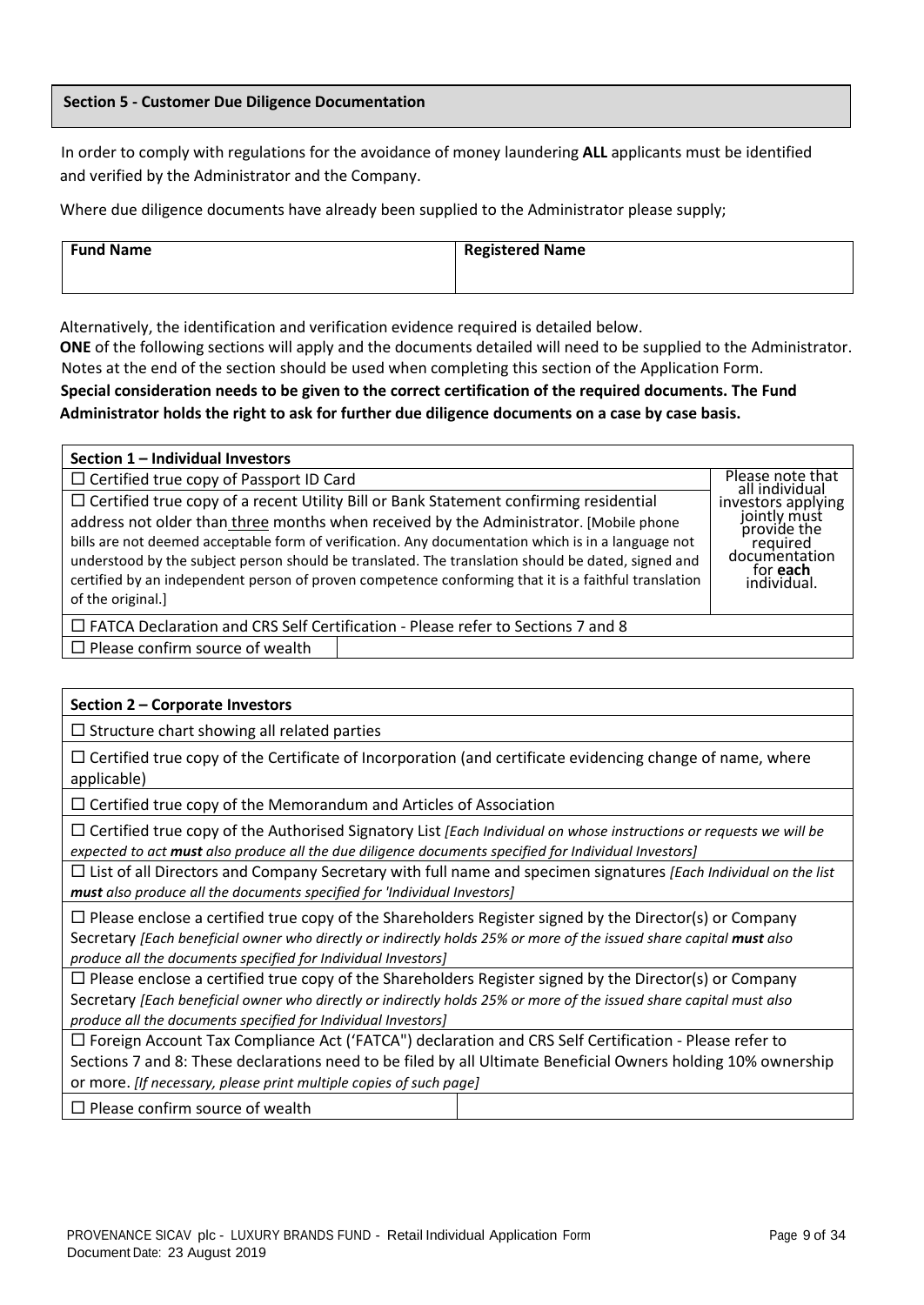## Section 5 - Customer Due Diligence Documentation

In order to comply with regulations for the avoidance of money laundering **ALL** applicants must be identified and verified by the Administrator and the Company.

Where due diligence documents have already been supplied to the Administrator please supply;

| Fund Name | Registered Name |
| --- | --- |
| | |

Alternatively, the identification and verification evidence required is detailed below.

**ONE** of the following sections will apply and the documents detailed will need to be supplied to the Administrator. Notes at the end of the section should be used when completing this section of the Application Form.

**Special consideration needs to be given to the correct certification of the required documents. The Fund Administrator holds the right to ask for further due diligence documents on a case by case basis.**

| Section 1 – Individual Investors | |
| --- | --- |
| ☐ Certified true copy of Passport ID Card | Please note that all individual investors applying jointly must provide the required documentation for **each** individual. |
| ☐ Certified true copy of a recent Utility Bill or Bank Statement confirming residential address not older than three months when received by the Administrator. [Mobile phone bills are not deemed acceptable form of verification. Any documentation which is in a language not understood by the subject person should be translated. The translation should be dated, signed and certified by an independent person of proven competence conforming that it is a faithful translation of the original.] | |
| ☐ FATCA Declaration and CRS Self Certification - Please refer to Sections 7 and 8 | |
| ☐ Please confirm source of wealth | |

| Section 2 – Corporate Investors | |
| --- | --- |
| ☐ Structure chart showing all related parties | |
| ☐ Certified true copy of the Certificate of Incorporation (and certificate evidencing change of name, where applicable) | |
| ☐ Certified true copy of the Memorandum and Articles of Association | |
| ☐ Certified true copy of the Authorised Signatory List *[Each Individual on whose instructions or requests we will be expected to act **must** also produce all the due diligence documents specified for Individual Investors]* | |
| ☐ List of all Directors and Company Secretary with full name and specimen signatures *[Each Individual on the list **must** also produce all the documents specified for 'Individual Investors]* | |
| ☐ Please enclose a certified true copy of the Shareholders Register signed by the Director(s) or Company Secretary *[Each beneficial owner who directly or indirectly holds 25% or more of the issued share capital **must** also produce all the documents specified for Individual Investors]* | |
| ☐ Please enclose a certified true copy of the Shareholders Register signed by the Director(s) or Company Secretary *[Each beneficial owner who directly or indirectly holds 25% or more of the issued share capital must also produce all the documents specified for Individual Investors]* | |
| ☐ Foreign Account Tax Compliance Act ('FATCA") declaration and CRS Self Certification - Please refer to Sections 7 and 8: These declarations need to be filed by all Ultimate Beneficial Owners holding 10% ownership or more. *[If necessary, please print multiple copies of such page]* | |
| ☐ Please confirm source of wealth | |

PROVENANCE SICAV plc - LUXURY BRANDS FUND - Retail Individual Application Form
Document Date: 23 August 2019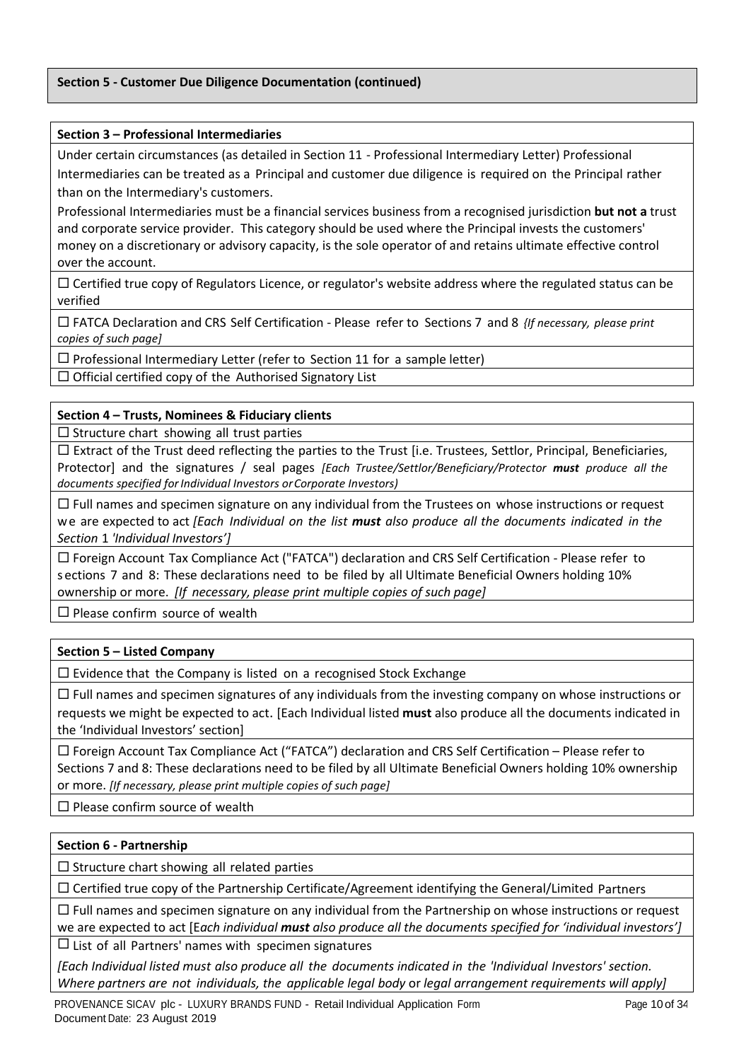**Section 5 - Customer Due Diligence Documentation (continued)**

**Section 3 – Professional Intermediaries**

Under certain circumstances (as detailed in Section 11 - Professional Intermediary Letter) Professional Intermediaries can be treated as a Principal and customer due diligence is required on the Principal rather than on the Intermediary's customers.

Professional Intermediaries must be a financial services business from a recognised jurisdiction **but not a** trust and corporate service provider. This category should be used where the Principal invests the customers' money on a discretionary or advisory capacity, is the sole operator of and retains ultimate effective control over the account.

☐ Certified true copy of Regulators Licence, or regulator's website address where the regulated status can be verified

☐ FATCA Declaration and CRS Self Certification - Please refer to Sections 7 and 8 *{If necessary, please print copies of such page]*

☐ Professional Intermediary Letter (refer to Section 11 for a sample letter)

☐ Official certified copy of the Authorised Signatory List

**Section 4 – Trusts, Nominees & Fiduciary clients**

☐ Structure chart showing all trust parties

☐ Extract of the Trust deed reflecting the parties to the Trust [i.e. Trustees, Settlor, Principal, Beneficiaries, Protector] and the signatures / seal pages *[Each Trustee/Settlor/Beneficiary/Protector **must** produce all the documents specified for Individual Investors or Corporate Investors)*

☐ Full names and specimen signature on any individual from the Trustees on whose instructions or request we are expected to act *[Each Individual on the list **must** also produce all the documents indicated in the Section* 1 *'Individual Investors']*

☐ Foreign Account Tax Compliance Act ("FATCA") declaration and CRS Self Certification - Please refer to sections 7 and 8: These declarations need to be filed by all Ultimate Beneficial Owners holding 10% ownership or more. *[If necessary, please print multiple copies of such page]*

☐ Please confirm source of wealth

**Section 5 – Listed Company**

☐ Evidence that the Company is listed on a recognised Stock Exchange

☐ Full names and specimen signatures of any individuals from the investing company on whose instructions or requests we might be expected to act. [Each Individual listed **must** also produce all the documents indicated in the 'Individual Investors' section]

☐ Foreign Account Tax Compliance Act ("FATCA") declaration and CRS Self Certification – Please refer to Sections 7 and 8: These declarations need to be filed by all Ultimate Beneficial Owners holding 10% ownership or more. *[If necessary, please print multiple copies of such page]*

☐ Please confirm source of wealth

**Section 6 - Partnership**

☐ Structure chart showing all related parties

☐ Certified true copy of the Partnership Certificate/Agreement identifying the General/Limited Partners

☐ Full names and specimen signature on any individual from the Partnership on whose instructions or request we are expected to act [E*ach individual **must** also produce all the documents specified for 'individual investors']*

☐ List of all Partners' names with specimen signatures

*[Each Individual listed must also produce all the documents indicated in the 'Individual Investors' section. Where partners are not individuals, the applicable legal body* or *legal arrangement requirements will apply]*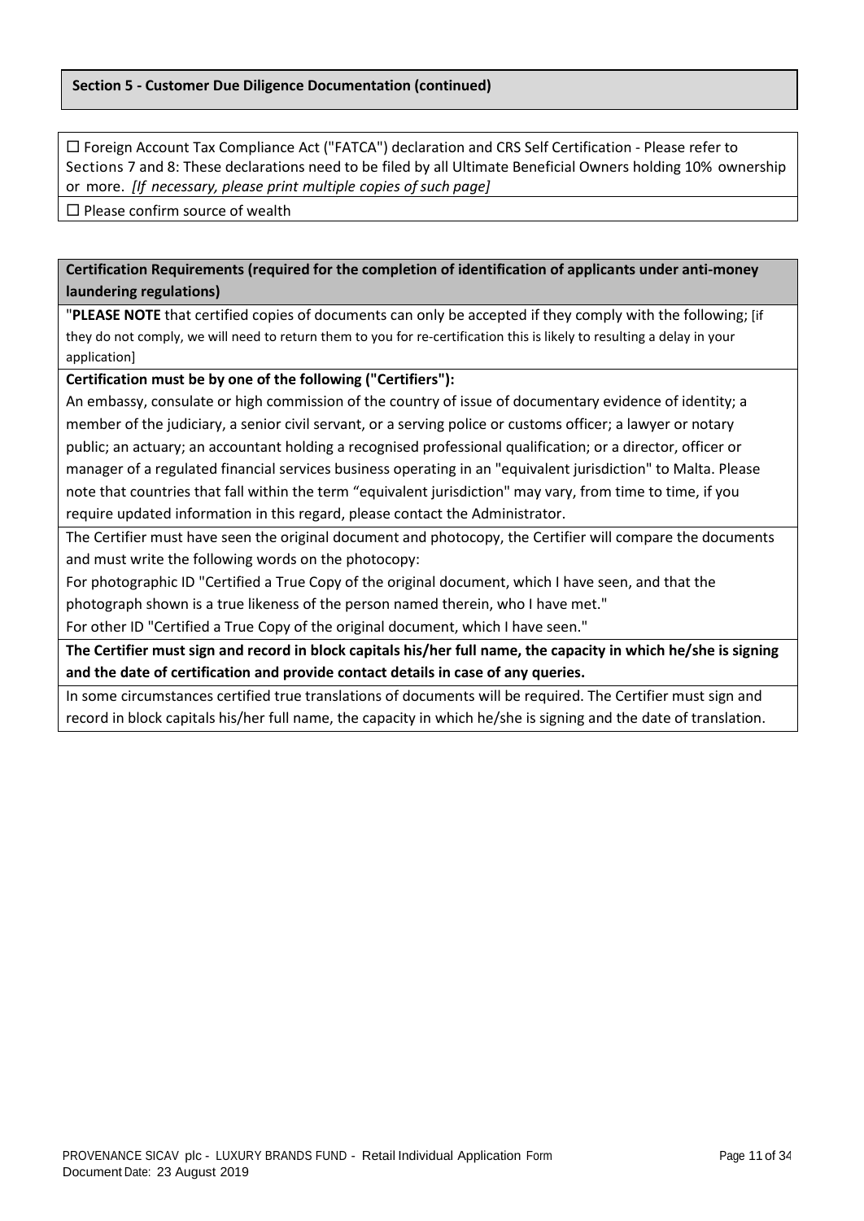**Section 5 - Customer Due Diligence Documentation (continued)**

☐ Foreign Account Tax Compliance Act ("FATCA") declaration and CRS Self Certification - Please refer to Sections 7 and 8: These declarations need to be filed by all Ultimate Beneficial Owners holding 10% ownership or more. *[If necessary, please print multiple copies of such page]*

☐ Please confirm source of wealth

**Certification Requirements (required for the completion of identification of applicants under anti-money laundering regulations)**

"**PLEASE NOTE** that certified copies of documents can only be accepted if they comply with the following; [if they do not comply, we will need to return them to you for re-certification this is likely to resulting a delay in your application]

**Certification must be by one of the following ("Certifiers"):**

An embassy, consulate or high commission of the country of issue of documentary evidence of identity; a member of the judiciary, a senior civil servant, or a serving police or customs officer; a lawyer or notary public; an actuary; an accountant holding a recognised professional qualification; or a director, officer or manager of a regulated financial services business operating in an "equivalent jurisdiction" to Malta. Please note that countries that fall within the term "equivalent jurisdiction" may vary, from time to time, if you require updated information in this regard, please contact the Administrator.

The Certifier must have seen the original document and photocopy, the Certifier will compare the documents and must write the following words on the photocopy:

For photographic ID "Certified a True Copy of the original document, which I have seen, and that the photograph shown is a true likeness of the person named therein, who I have met."

For other ID "Certified a True Copy of the original document, which I have seen."

**The Certifier must sign and record in block capitals his/her full name, the capacity in which he/she is signing and the date of certification and provide contact details in case of any queries.**

In some circumstances certified true translations of documents will be required. The Certifier must sign and record in block capitals his/her full name, the capacity in which he/she is signing and the date of translation.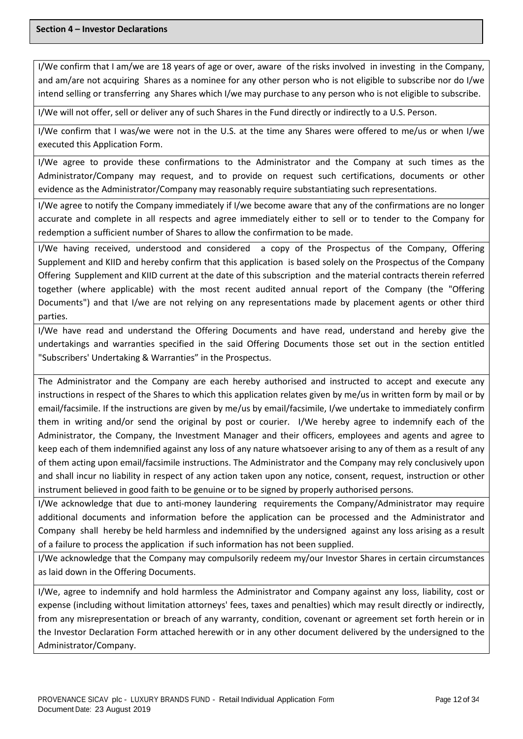## Section 4 – Investor Declarations

I/We confirm that I am/we are 18 years of age or over, aware of the risks involved in investing in the Company, and am/are not acquiring Shares as a nominee for any other person who is not eligible to subscribe nor do I/we intend selling or transferring any Shares which I/we may purchase to any person who is not eligible to subscribe.

I/We will not offer, sell or deliver any of such Shares in the Fund directly or indirectly to a U.S. Person.

I/We confirm that I was/we were not in the U.S. at the time any Shares were offered to me/us or when I/we executed this Application Form.

I/We agree to provide these confirmations to the Administrator and the Company at such times as the Administrator/Company may request, and to provide on request such certifications, documents or other evidence as the Administrator/Company may reasonably require substantiating such representations.

I/We agree to notify the Company immediately if I/we become aware that any of the confirmations are no longer accurate and complete in all respects and agree immediately either to sell or to tender to the Company for redemption a sufficient number of Shares to allow the confirmation to be made.

I/We having received, understood and considered a copy of the Prospectus of the Company, Offering Supplement and KIID and hereby confirm that this application is based solely on the Prospectus of the Company Offering Supplement and KIID current at the date of this subscription and the material contracts therein referred together (where applicable) with the most recent audited annual report of the Company (the "Offering Documents") and that I/we are not relying on any representations made by placement agents or other third parties.

I/We have read and understand the Offering Documents and have read, understand and hereby give the undertakings and warranties specified in the said Offering Documents those set out in the section entitled "Subscribers' Undertaking & Warranties" in the Prospectus.

The Administrator and the Company are each hereby authorised and instructed to accept and execute any instructions in respect of the Shares to which this application relates given by me/us in written form by mail or by email/facsimile. If the instructions are given by me/us by email/facsimile, I/we undertake to immediately confirm them in writing and/or send the original by post or courier. I/We hereby agree to indemnify each of the Administrator, the Company, the Investment Manager and their officers, employees and agents and agree to keep each of them indemnified against any loss of any nature whatsoever arising to any of them as a result of any of them acting upon email/facsimile instructions. The Administrator and the Company may rely conclusively upon and shall incur no liability in respect of any action taken upon any notice, consent, request, instruction or other instrument believed in good faith to be genuine or to be signed by properly authorised persons.

I/We acknowledge that due to anti-money laundering requirements the Company/Administrator may require additional documents and information before the application can be processed and the Administrator and Company shall hereby be held harmless and indemnified by the undersigned against any loss arising as a result of a failure to process the application if such information has not been supplied.

I/We acknowledge that the Company may compulsorily redeem my/our Investor Shares in certain circumstances as laid down in the Offering Documents.

I/We, agree to indemnify and hold harmless the Administrator and Company against any loss, liability, cost or expense (including without limitation attorneys' fees, taxes and penalties) which may result directly or indirectly, from any misrepresentation or breach of any warranty, condition, covenant or agreement set forth herein or in the Investor Declaration Form attached herewith or in any other document delivered by the undersigned to the Administrator/Company.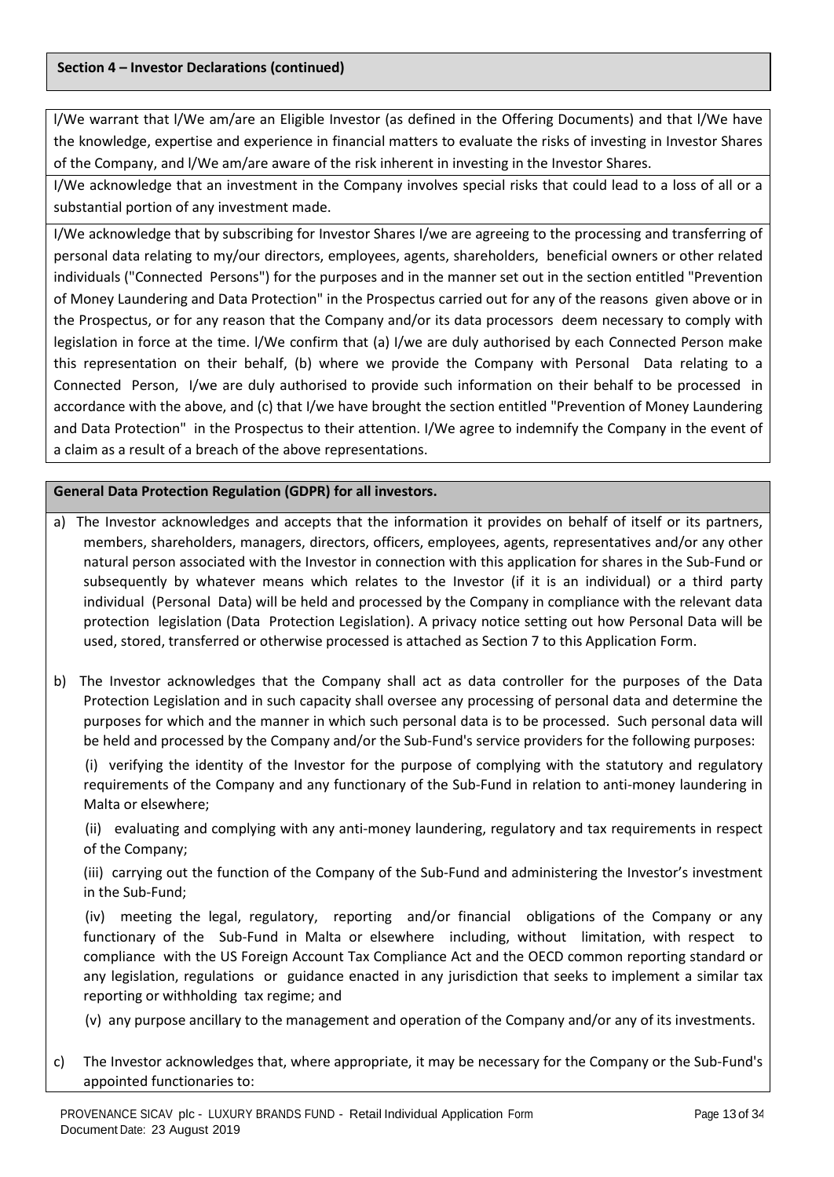**Section 4 – Investor Declarations (continued)**

I/We warrant that I/We am/are an Eligible Investor (as defined in the Offering Documents) and that I/We have the knowledge, expertise and experience in financial matters to evaluate the risks of investing in Investor Shares of the Company, and I/We am/are aware of the risk inherent in investing in the Investor Shares.

I/We acknowledge that an investment in the Company involves special risks that could lead to a loss of all or a substantial portion of any investment made.

I/We acknowledge that by subscribing for Investor Shares I/we are agreeing to the processing and transferring of personal data relating to my/our directors, employees, agents, shareholders, beneficial owners or other related individuals ("Connected Persons") for the purposes and in the manner set out in the section entitled "Prevention of Money Laundering and Data Protection" in the Prospectus carried out for any of the reasons given above or in the Prospectus, or for any reason that the Company and/or its data processors deem necessary to comply with legislation in force at the time. I/We confirm that (a) I/we are duly authorised by each Connected Person make this representation on their behalf, (b) where we provide the Company with Personal Data relating to a Connected Person, I/we are duly authorised to provide such information on their behalf to be processed in accordance with the above, and (c) that I/we have brought the section entitled "Prevention of Money Laundering and Data Protection" in the Prospectus to their attention. I/We agree to indemnify the Company in the event of a claim as a result of a breach of the above representations.

**General Data Protection Regulation (GDPR) for all investors.**

a) The Investor acknowledges and accepts that the information it provides on behalf of itself or its partners, members, shareholders, managers, directors, officers, employees, agents, representatives and/or any other natural person associated with the Investor in connection with this application for shares in the Sub-Fund or subsequently by whatever means which relates to the Investor (if it is an individual) or a third party individual (Personal Data) will be held and processed by the Company in compliance with the relevant data protection legislation (Data Protection Legislation). A privacy notice setting out how Personal Data will be used, stored, transferred or otherwise processed is attached as Section 7 to this Application Form.

b) The Investor acknowledges that the Company shall act as data controller for the purposes of the Data Protection Legislation and in such capacity shall oversee any processing of personal data and determine the purposes for which and the manner in which such personal data is to be processed. Such personal data will be held and processed by the Company and/or the Sub-Fund's service providers for the following purposes:

(i) verifying the identity of the Investor for the purpose of complying with the statutory and regulatory requirements of the Company and any functionary of the Sub-Fund in relation to anti-money laundering in Malta or elsewhere;

(ii) evaluating and complying with any anti-money laundering, regulatory and tax requirements in respect of the Company;

(iii) carrying out the function of the Company of the Sub-Fund and administering the Investor's investment in the Sub-Fund;

(iv) meeting the legal, regulatory, reporting and/or financial obligations of the Company or any functionary of the Sub-Fund in Malta or elsewhere including, without limitation, with respect to compliance with the US Foreign Account Tax Compliance Act and the OECD common reporting standard or any legislation, regulations or guidance enacted in any jurisdiction that seeks to implement a similar tax reporting or withholding tax regime; and

(v) any purpose ancillary to the management and operation of the Company and/or any of its investments.

c) The Investor acknowledges that, where appropriate, it may be necessary for the Company or the Sub-Fund's appointed functionaries to: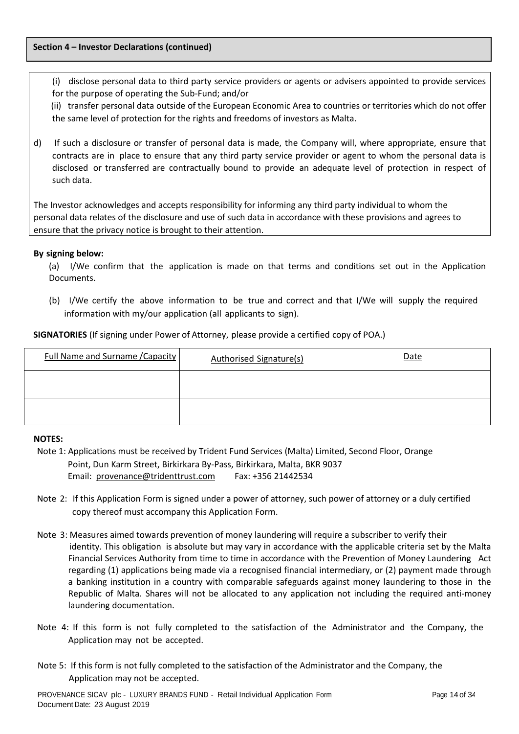## Section 4 – Investor Declarations (continued)

(i) disclose personal data to third party service providers or agents or advisers appointed to provide services for the purpose of operating the Sub-Fund; and/or

(ii) transfer personal data outside of the European Economic Area to countries or territories which do not offer the same level of protection for the rights and freedoms of investors as Malta.

d) If such a disclosure or transfer of personal data is made, the Company will, where appropriate, ensure that contracts are in place to ensure that any third party service provider or agent to whom the personal data is disclosed or transferred are contractually bound to provide an adequate level of protection in respect of such data.

The Investor acknowledges and accepts responsibility for informing any third party individual to whom the personal data relates of the disclosure and use of such data in accordance with these provisions and agrees to ensure that the privacy notice is brought to their attention.

**By signing below:**

(a) I/We confirm that the application is made on that terms and conditions set out in the Application Documents.

(b) I/We certify the above information to be true and correct and that I/We will supply the required information with my/our application (all applicants to sign).

**SIGNATORIES** (If signing under Power of Attorney, please provide a certified copy of POA.)

| Full Name and Surname /Capacity | Authorised Signature(s) | Date |
|---|---|---|
| | | |
| | | |

**NOTES:**

Note 1: Applications must be received by Trident Fund Services (Malta) Limited, Second Floor, Orange Point, Dun Karm Street, Birkirkara By-Pass, Birkirkara, Malta, BKR 9037
Email: provenance@tridenttrust.com Fax: +356 21442534

Note 2: If this Application Form is signed under a power of attorney, such power of attorney or a duly certified copy thereof must accompany this Application Form.

Note 3: Measures aimed towards prevention of money laundering will require a subscriber to verify their identity. This obligation is absolute but may vary in accordance with the applicable criteria set by the Malta Financial Services Authority from time to time in accordance with the Prevention of Money Laundering Act regarding (1) applications being made via a recognised financial intermediary, or (2) payment made through a banking institution in a country with comparable safeguards against money laundering to those in the Republic of Malta. Shares will not be allocated to any application not including the required anti-money laundering documentation.

Note 4: If this form is not fully completed to the satisfaction of the Administrator and the Company, the Application may not be accepted.

Note 5: If this form is not fully completed to the satisfaction of the Administrator and the Company, the Application may not be accepted.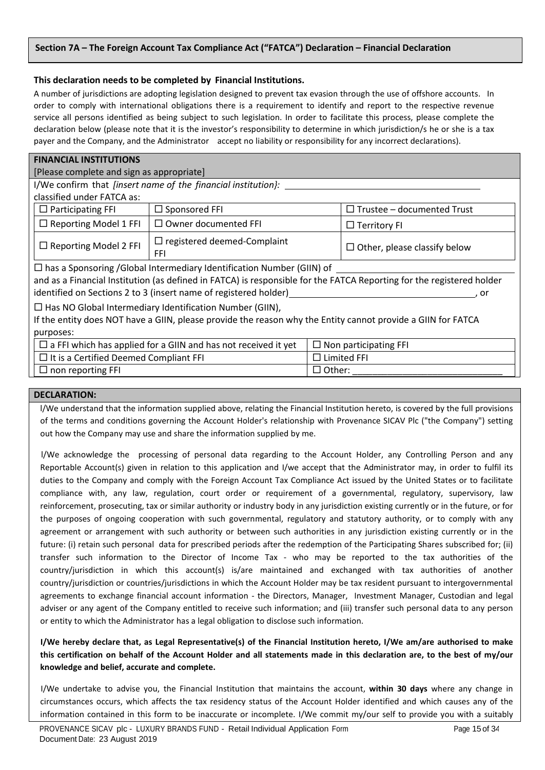## Section 7A – The Foreign Account Tax Compliance Act ("FATCA") Declaration – Financial Declaration

**This declaration needs to be completed by Financial Institutions.**

A number of jurisdictions are adopting legislation designed to prevent tax evasion through the use of offshore accounts. In order to comply with international obligations there is a requirement to identify and report to the respective revenue service all persons identified as being subject to such legislation. In order to facilitate this process, please complete the declaration below (please note that it is the investor's responsibility to determine in which jurisdiction/s he or she is a tax payer and the Company, and the Administrator accept no liability or responsibility for any incorrect declarations).

**FINANCIAL INSTITUTIONS**

[Please complete and sign as appropriate]

I/We confirm that *[insert name of the financial institution}:* ______________________

classified under FATCA as:

| | | |
|---|---|---|
| ☐ Participating FFI | ☐ Sponsored FFI | ☐ Trustee – documented Trust |
| ☐ Reporting Model 1 FFI | ☐ Owner documented FFI | ☐ Territory FI |
| ☐ Reporting Model 2 FFI | ☐ registered deemed-Complaint FFI | ☐ Other, please classify below |

☐ has a Sponsoring /Global Intermediary Identification Number (GIIN) of ______________________

and as a Financial Institution (as defined in FATCA) is responsible for the FATCA Reporting for the registered holder identified on Sections 2 to 3 (insert name of registered holder)______________________, or

☐ Has NO Global Intermediary Identification Number (GIIN),

If the entity does NOT have a GIIN, please provide the reason why the Entity cannot provide a GIIN for FATCA purposes:

| | |
|---|---|
| ☐ a FFI which has applied for a GIIN and has not received it yet | ☐ Non participating FFI |
| ☐ It is a Certified Deemed Compliant FFI | ☐ Limited FFI |
| ☐ non reporting FFI | ☐ Other: ______________________ |

**DECLARATION:**

I/We understand that the information supplied above, relating the Financial Institution hereto, is covered by the full provisions of the terms and conditions governing the Account Holder's relationship with Provenance SICAV Plc ("the Company") setting out how the Company may use and share the information supplied by me.

I/We acknowledge the processing of personal data regarding to the Account Holder, any Controlling Person and any Reportable Account(s) given in relation to this application and I/we accept that the Administrator may, in order to fulfil its duties to the Company and comply with the Foreign Account Tax Compliance Act issued by the United States or to facilitate compliance with, any law, regulation, court order or requirement of a governmental, regulatory, supervisory, law reinforcement, prosecuting, tax or similar authority or industry body in any jurisdiction existing currently or in the future, or for the purposes of ongoing cooperation with such governmental, regulatory and statutory authority, or to comply with any agreement or arrangement with such authority or between such authorities in any jurisdiction existing currently or in the future: (i) retain such personal data for prescribed periods after the redemption of the Participating Shares subscribed for; (ii) transfer such information to the Director of Income Tax - who may be reported to the tax authorities of the country/jurisdiction in which this account(s) is/are maintained and exchanged with tax authorities of another country/jurisdiction or countries/jurisdictions in which the Account Holder may be tax resident pursuant to intergovernmental agreements to exchange financial account information - the Directors, Manager, Investment Manager, Custodian and legal adviser or any agent of the Company entitled to receive such information; and (iii) transfer such personal data to any person or entity to which the Administrator has a legal obligation to disclose such information.

**I/We hereby declare that, as Legal Representative(s) of the Financial Institution hereto, I/We am/are authorised to make this certification on behalf of the Account Holder and all statements made in this declaration are, to the best of my/our knowledge and belief, accurate and complete.**

I/We undertake to advise you, the Financial Institution that maintains the account, **within 30 days** where any change in circumstances occurs, which affects the tax residency status of the Account Holder identified and which causes any of the information contained in this form to be inaccurate or incomplete. I/We commit my/our self to provide you with a suitably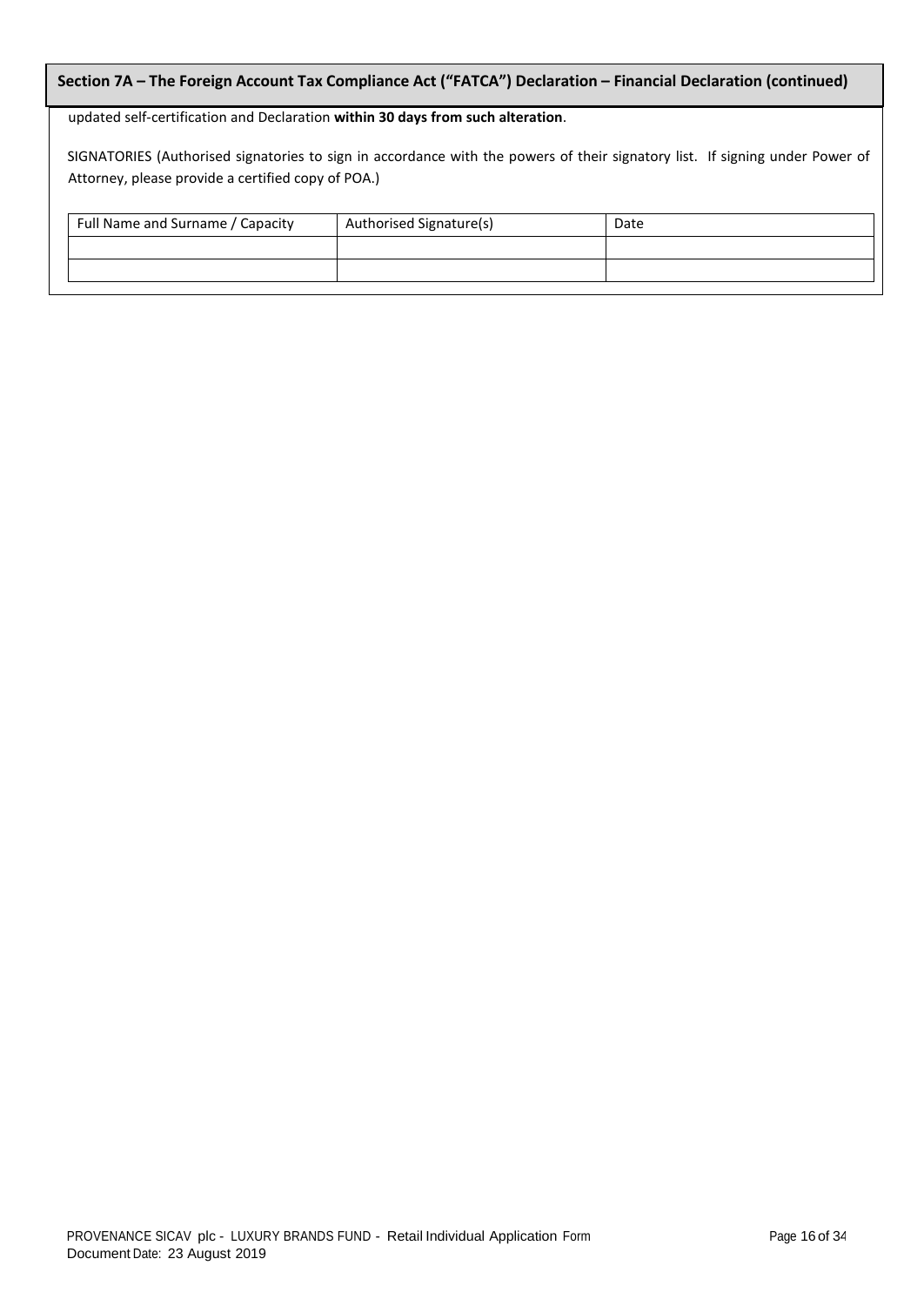## Section 7A – The Foreign Account Tax Compliance Act ("FATCA") Declaration – Financial Declaration (continued)

updated self-certification and Declaration **within 30 days from such alteration**.

SIGNATORIES (Authorised signatories to sign in accordance with the powers of their signatory list. If signing under Power of Attorney, please provide a certified copy of POA.)

| Full Name and Surname / Capacity | Authorised Signature(s) | Date |
| --- | --- | --- |
| | | |
| | | |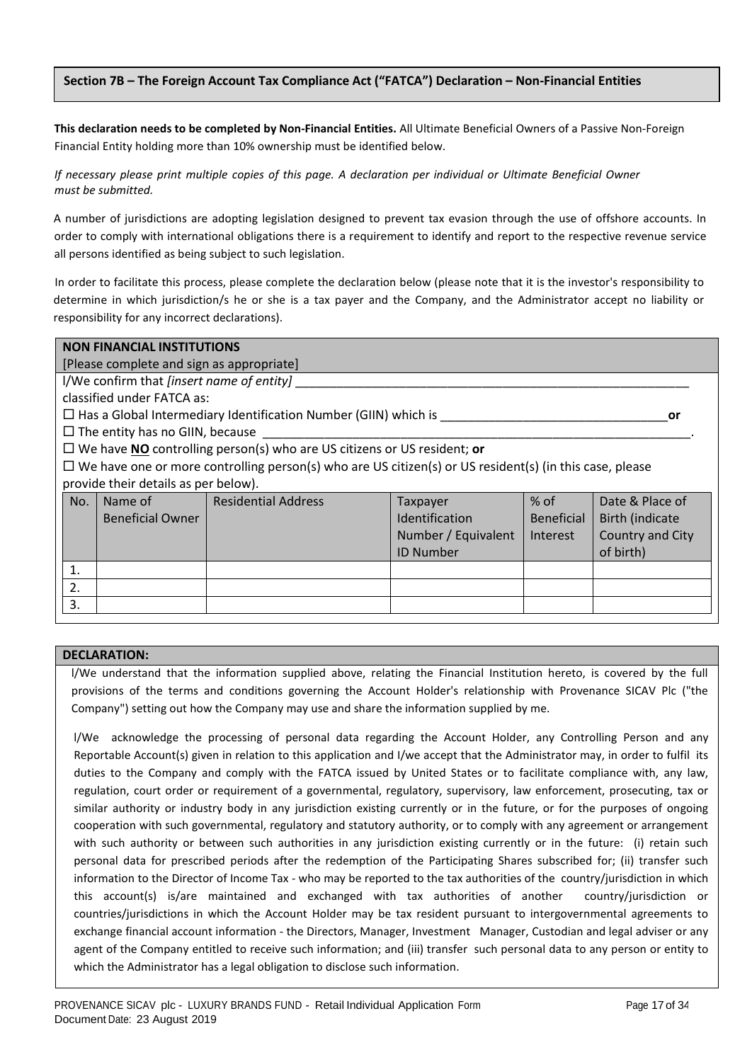## Section 7B – The Foreign Account Tax Compliance Act ("FATCA") Declaration – Non-Financial Entities

**This declaration needs to be completed by Non-Financial Entities.** All Ultimate Beneficial Owners of a Passive Non-Foreign Financial Entity holding more than 10% ownership must be identified below.

*If necessary please print multiple copies of this page. A declaration per individual or Ultimate Beneficial Owner must be submitted.*

A number of jurisdictions are adopting legislation designed to prevent tax evasion through the use of offshore accounts. In order to comply with international obligations there is a requirement to identify and report to the respective revenue service all persons identified as being subject to such legislation.

In order to facilitate this process, please complete the declaration below (please note that it is the investor's responsibility to determine in which jurisdiction/s he or she is a tax payer and the Company, and the Administrator accept no liability or responsibility for any incorrect declarations).

**NON FINANCIAL INSTITUTIONS**

[Please complete and sign as appropriate]

I/We confirm that *[insert name of entity]* ___________________________________________________________

classified under FATCA as:

☐ Has a Global Intermediary Identification Number (GIIN) which is _________________________________ **or**

☐ The entity has no GIIN, because _________________________________________________________________.

☐ We have **NO** controlling person(s) who are US citizens or US resident; **or**

☐ We have one or more controlling person(s) who are US citizen(s) or US resident(s) (in this case, please provide their details as per below).

| No. | Name of Beneficial Owner | Residential Address | Taxpayer Identification Number / Equivalent ID Number | % of Beneficial Interest | Date & Place of Birth (indicate Country and City of birth) |
|---|---|---|---|---|---|
| 1. | | | | | |
| 2. | | | | | |
| 3. | | | | | |

**DECLARATION:**

I/We understand that the information supplied above, relating the Financial Institution hereto, is covered by the full provisions of the terms and conditions governing the Account Holder's relationship with Provenance SICAV Plc ("the Company") setting out how the Company may use and share the information supplied by me.

I/We acknowledge the processing of personal data regarding the Account Holder, any Controlling Person and any Reportable Account(s) given in relation to this application and I/we accept that the Administrator may, in order to fulfil its duties to the Company and comply with the FATCA issued by United States or to facilitate compliance with, any law, regulation, court order or requirement of a governmental, regulatory, supervisory, law enforcement, prosecuting, tax or similar authority or industry body in any jurisdiction existing currently or in the future, or for the purposes of ongoing cooperation with such governmental, regulatory and statutory authority, or to comply with any agreement or arrangement with such authority or between such authorities in any jurisdiction existing currently or in the future: (i) retain such personal data for prescribed periods after the redemption of the Participating Shares subscribed for; (ii) transfer such information to the Director of Income Tax - who may be reported to the tax authorities of the country/jurisdiction in which this account(s) is/are maintained and exchanged with tax authorities of another country/jurisdiction or countries/jurisdictions in which the Account Holder may be tax resident pursuant to intergovernmental agreements to exchange financial account information - the Directors, Manager, Investment Manager, Custodian and legal adviser or any agent of the Company entitled to receive such information; and (iii) transfer such personal data to any person or entity to which the Administrator has a legal obligation to disclose such information.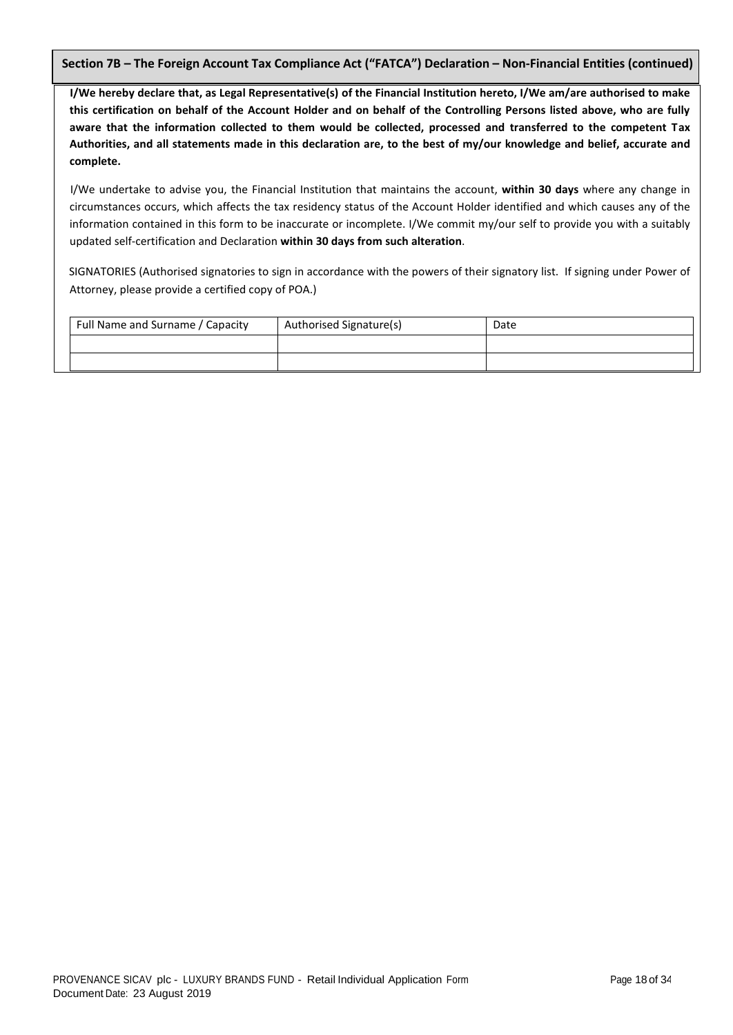## Section 7B – The Foreign Account Tax Compliance Act ("FATCA") Declaration – Non-Financial Entities (continued)

**I/We hereby declare that, as Legal Representative(s) of the Financial Institution hereto, I/We am/are authorised to make this certification on behalf of the Account Holder and on behalf of the Controlling Persons listed above, who are fully aware that the information collected to them would be collected, processed and transferred to the competent Tax Authorities, and all statements made in this declaration are, to the best of my/our knowledge and belief, accurate and complete.**

I/We undertake to advise you, the Financial Institution that maintains the account, **within 30 days** where any change in circumstances occurs, which affects the tax residency status of the Account Holder identified and which causes any of the information contained in this form to be inaccurate or incomplete. I/We commit my/our self to provide you with a suitably updated self-certification and Declaration **within 30 days from such alteration**.

SIGNATORIES (Authorised signatories to sign in accordance with the powers of their signatory list. If signing under Power of Attorney, please provide a certified copy of POA.)

| Full Name and Surname / Capacity | Authorised Signature(s) | Date |
|---|---|---|
| | | |
| | | |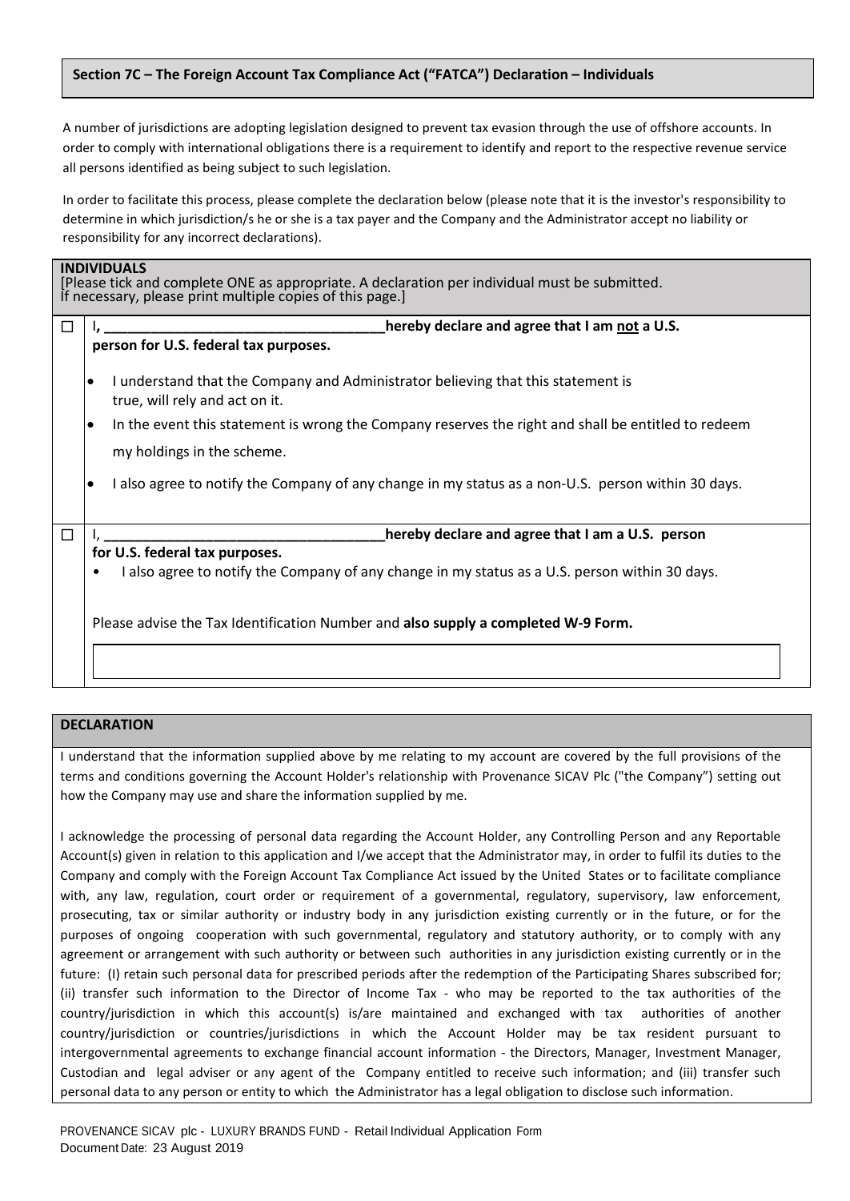## Section 7C – The Foreign Account Tax Compliance Act ("FATCA") Declaration – Individuals

A number of jurisdictions are adopting legislation designed to prevent tax evasion through the use of offshore accounts. In order to comply with international obligations there is a requirement to identify and report to the respective revenue service all persons identified as being subject to such legislation.

In order to facilitate this process, please complete the declaration below (please note that it is the investor's responsibility to determine in which jurisdiction/s he or she is a tax payer and the Company and the Administrator accept no liability or responsibility for any incorrect declarations).

### INDIVIDUALS

[Please tick and complete ONE as appropriate. A declaration per individual must be submitted. If necessary, please print multiple copies of this page.]

☐ **I, ____________________________________ hereby declare and agree that I am <u>not</u> a U.S. person for U.S. federal tax purposes.**

- I understand that the Company and Administrator believing that this statement is true, will rely and act on it.
- In the event this statement is wrong the Company reserves the right and shall be entitled to redeem my holdings in the scheme.
- I also agree to notify the Company of any change in my status as a non-U.S. person within 30 days.

☐ **I, ____________________________________ hereby declare and agree that I am a U.S. person for U.S. federal tax purposes.**

- I also agree to notify the Company of any change in my status as a U.S. person within 30 days.

Please advise the Tax Identification Number and **also supply a completed W-9 Form.**

______________________________________________

### DECLARATION

I understand that the information supplied above by me relating to my account are covered by the full provisions of the terms and conditions governing the Account Holder's relationship with Provenance SICAV Plc ("the Company") setting out how the Company may use and share the information supplied by me.

I acknowledge the processing of personal data regarding the Account Holder, any Controlling Person and any Reportable Account(s) given in relation to this application and I/we accept that the Administrator may, in order to fulfil its duties to the Company and comply with the Foreign Account Tax Compliance Act issued by the United States or to facilitate compliance with, any law, regulation, court order or requirement of a governmental, regulatory, supervisory, law enforcement, prosecuting, tax or similar authority or industry body in any jurisdiction existing currently or in the future, or for the purposes of ongoing cooperation with such governmental, regulatory and statutory authority, or to comply with any agreement or arrangement with such authority or between such authorities in any jurisdiction existing currently or in the future: (I) retain such personal data for prescribed periods after the redemption of the Participating Shares subscribed for; (ii) transfer such information to the Director of Income Tax - who may be reported to the tax authorities of the country/jurisdiction in which this account(s) is/are maintained and exchanged with tax authorities of another country/jurisdiction or countries/jurisdictions in which the Account Holder may be tax resident pursuant to intergovernmental agreements to exchange financial account information - the Directors, Manager, Investment Manager, Custodian and legal adviser or any agent of the Company entitled to receive such information; and (iii) transfer such personal data to any person or entity to which the Administrator has a legal obligation to disclose such information.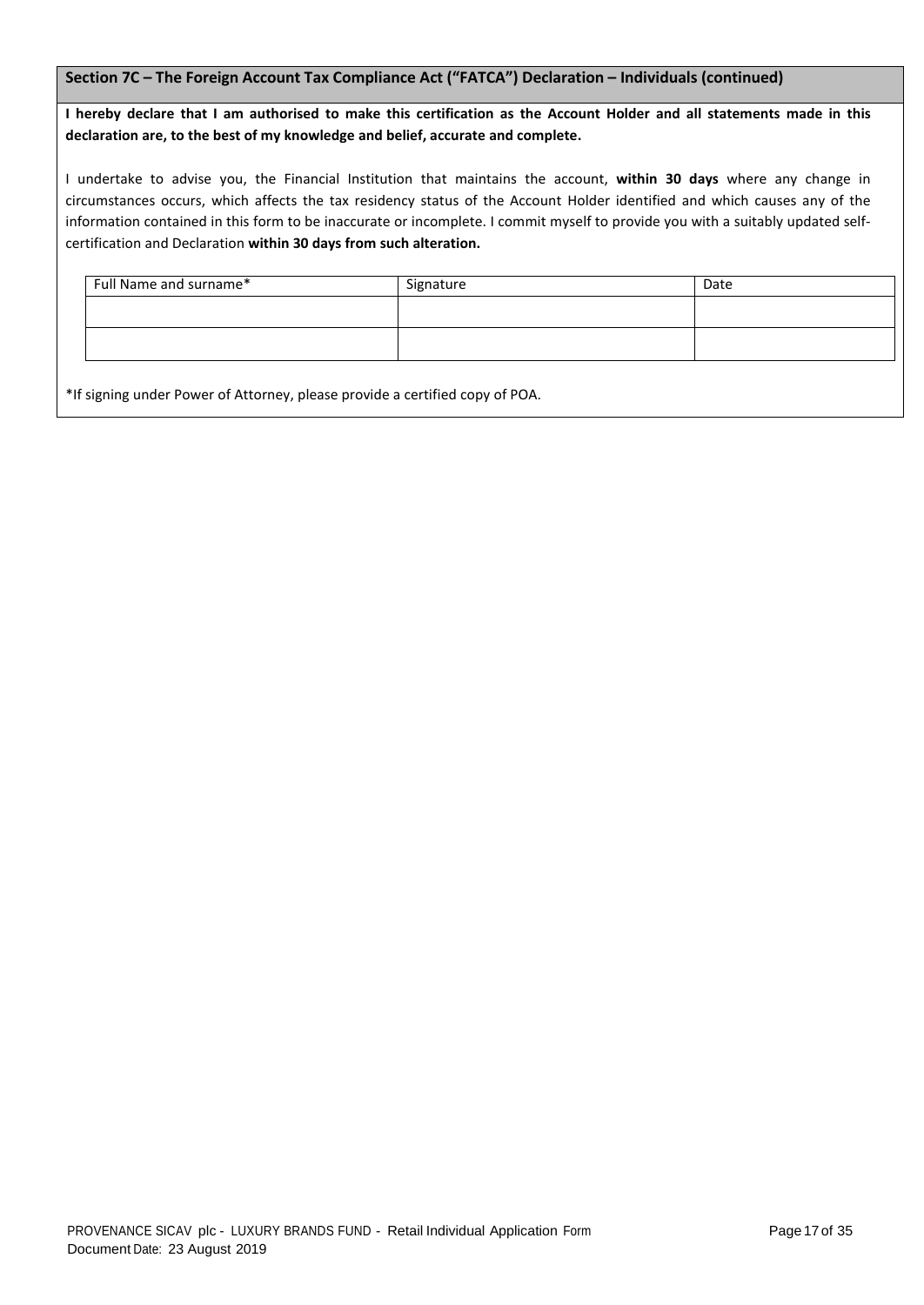## Section 7C – The Foreign Account Tax Compliance Act ("FATCA") Declaration – Individuals (continued)

**I hereby declare that I am authorised to make this certification as the Account Holder and all statements made in this declaration are, to the best of my knowledge and belief, accurate and complete.**

I undertake to advise you, the Financial Institution that maintains the account, **within 30 days** where any change in circumstances occurs, which affects the tax residency status of the Account Holder identified and which causes any of the information contained in this form to be inaccurate or incomplete. I commit myself to provide you with a suitably updated self-certification and Declaration **within 30 days from such alteration.**

| Full Name and surname* | Signature | Date |
| --- | --- | --- |
| | | |
| | | |

*If signing under Power of Attorney, please provide a certified copy of POA.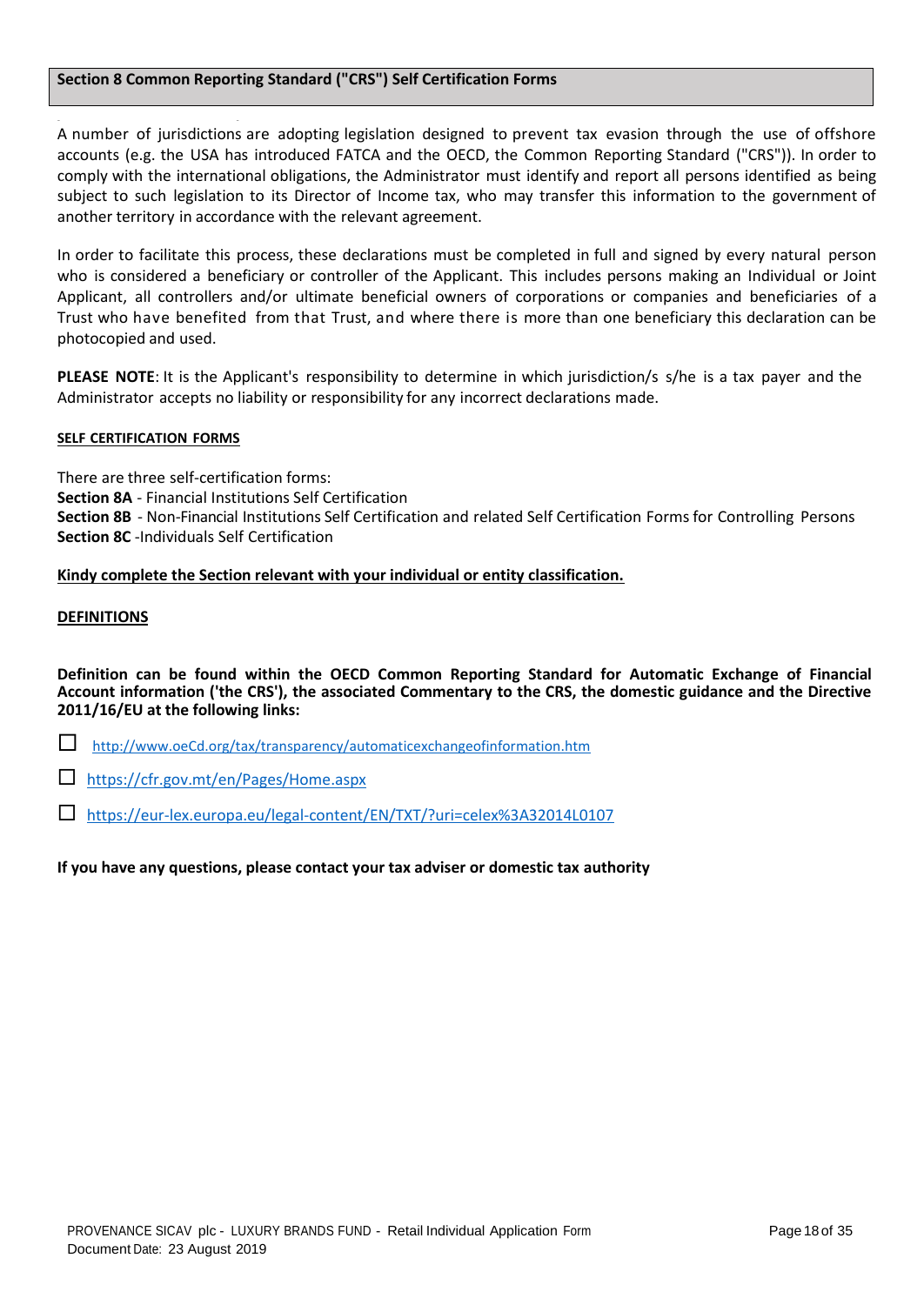## Section 8 Common Reporting Standard ("CRS") Self Certification Forms

A number of jurisdictions are adopting legislation designed to prevent tax evasion through the use of offshore accounts (e.g. the USA has introduced FATCA and the OECD, the Common Reporting Standard ("CRS")). In order to comply with the international obligations, the Administrator must identify and report all persons identified as being subject to such legislation to its Director of Income tax, who may transfer this information to the government of another territory in accordance with the relevant agreement.

In order to facilitate this process, these declarations must be completed in full and signed by every natural person who is considered a beneficiary or controller of the Applicant. This includes persons making an Individual or Joint Applicant, all controllers and/or ultimate beneficial owners of corporations or companies and beneficiaries of a Trust who have benefited from that Trust, and where there is more than one beneficiary this declaration can be photocopied and used.

**PLEASE NOTE**: It is the Applicant's responsibility to determine in which jurisdiction/s s/he is a tax payer and the Administrator accepts no liability or responsibility for any incorrect declarations made.

**SELF CERTIFICATION FORMS**

There are three self-certification forms:
**Section 8A** - Financial Institutions Self Certification
**Section 8B** - Non-Financial Institutions Self Certification and related Self Certification Forms for Controlling Persons
**Section 8C** -Individuals Self Certification

**Kindy complete the Section relevant with your individual or entity classification.**

**DEFINITIONS**

**Definition can be found within the OECD Common Reporting Standard for Automatic Exchange of Financial Account information ('the CRS'), the associated Commentary to the CRS, the domestic guidance and the Directive 2011/16/EU at the following links:**

- ☐ http://www.oeCd.org/tax/transparency/automaticexchangeofinformation.htm
- ☐ https://cfr.gov.mt/en/Pages/Home.aspx
- ☐ https://eur-lex.europa.eu/legal-content/EN/TXT/?uri=celex%3A32014L0107

**If you have any questions, please contact your tax adviser or domestic tax authority**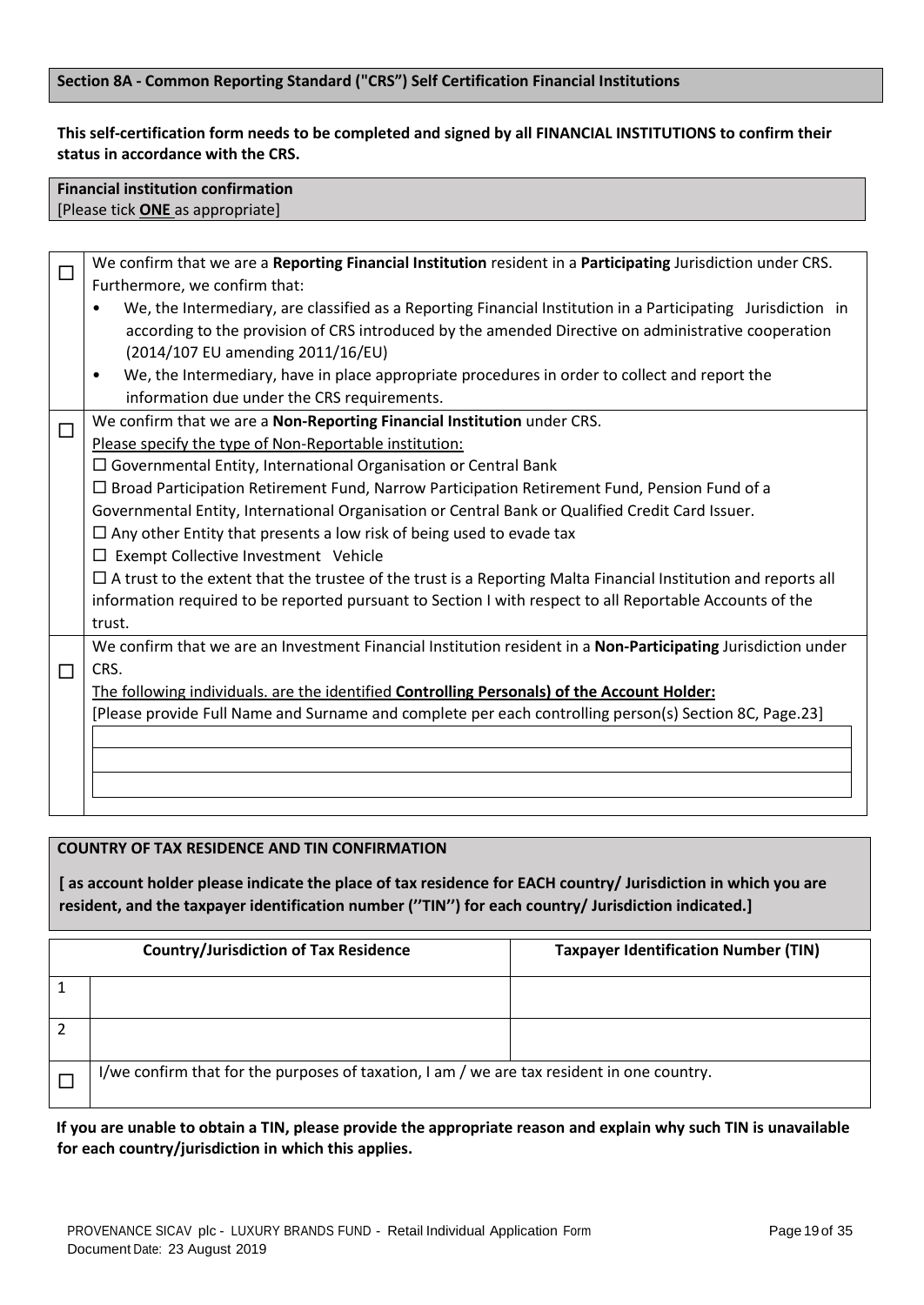## Section 8A - Common Reporting Standard ("CRS") Self Certification Financial Institutions

**This self-certification form needs to be completed and signed by all FINANCIAL INSTITUTIONS to confirm their status in accordance with the CRS.**

**Financial institution confirmation**
[Please tick **ONE** as appropriate]

| | |
|---|---|
| ☐ | We confirm that we are a **Reporting Financial Institution** resident in a **Participating** Jurisdiction under CRS. Furthermore, we confirm that: <br>• We, the Intermediary, are classified as a Reporting Financial Institution in a Participating Jurisdiction in according to the provision of CRS introduced by the amended Directive on administrative cooperation (2014/107 EU amending 2011/16/EU) <br>• We, the Intermediary, have in place appropriate procedures in order to collect and report the information due under the CRS requirements. |
| ☐ | We confirm that we are a **Non-Reporting Financial Institution** under CRS. <br>Please specify the type of Non-Reportable institution: <br>☐ Governmental Entity, International Organisation or Central Bank <br>☐ Broad Participation Retirement Fund, Narrow Participation Retirement Fund, Pension Fund of a Governmental Entity, International Organisation or Central Bank or Qualified Credit Card Issuer. <br>☐ Any other Entity that presents a low risk of being used to evade tax <br>☐ Exempt Collective Investment Vehicle <br>☐ A trust to the extent that the trustee of the trust is a Reporting Malta Financial Institution and reports all information required to be reported pursuant to Section I with respect to all Reportable Accounts of the trust. |
| ☐ | We confirm that we are an Investment Financial Institution resident in a **Non-Participating** Jurisdiction under CRS. <br>The following individuals. are the identified **Controlling Personals) of the Account Holder:** <br>[Please provide Full Name and Surname and complete per each controlling person(s) Section 8C, Page.23] |

**COUNTRY OF TAX RESIDENCE AND TIN CONFIRMATION**

**[ as account holder please indicate the place of tax residence for EACH country/ Jurisdiction in which you are resident, and the taxpayer identification number (''TIN'') for each country/ Jurisdiction indicated.]**

| | Country/Jurisdiction of Tax Residence | Taxpayer Identification Number (TIN) |
|---|---|---|
| 1 | | |
| 2 | | |
| ☐ | I/we confirm that for the purposes of taxation, I am / we are tax resident in one country. | |

**If you are unable to obtain a TIN, please provide the appropriate reason and explain why such TIN is unavailable for each country/jurisdiction in which this applies.**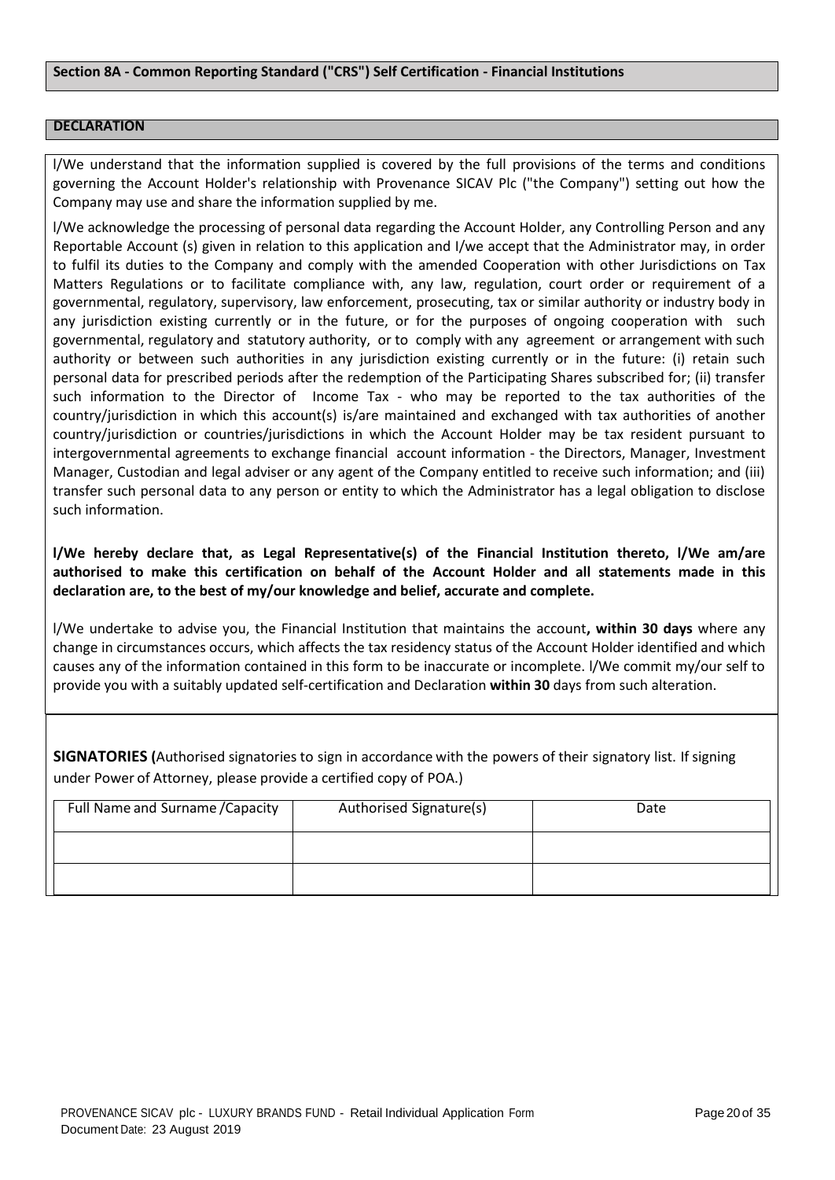## Section 8A - Common Reporting Standard ("CRS") Self Certification - Financial Institutions

### DECLARATION

I/We understand that the information supplied is covered by the full provisions of the terms and conditions governing the Account Holder's relationship with Provenance SICAV Plc ("the Company") setting out how the Company may use and share the information supplied by me.

I/We acknowledge the processing of personal data regarding the Account Holder, any Controlling Person and any Reportable Account (s) given in relation to this application and I/we accept that the Administrator may, in order to fulfil its duties to the Company and comply with the amended Cooperation with other Jurisdictions on Tax Matters Regulations or to facilitate compliance with, any law, regulation, court order or requirement of a governmental, regulatory, supervisory, law enforcement, prosecuting, tax or similar authority or industry body in any jurisdiction existing currently or in the future, or for the purposes of ongoing cooperation with such governmental, regulatory and statutory authority, or to comply with any agreement or arrangement with such authority or between such authorities in any jurisdiction existing currently or in the future: (i) retain such personal data for prescribed periods after the redemption of the Participating Shares subscribed for; (ii) transfer such information to the Director of Income Tax - who may be reported to the tax authorities of the country/jurisdiction in which this account(s) is/are maintained and exchanged with tax authorities of another country/jurisdiction or countries/jurisdictions in which the Account Holder may be tax resident pursuant to intergovernmental agreements to exchange financial account information - the Directors, Manager, Investment Manager, Custodian and legal adviser or any agent of the Company entitled to receive such information; and (iii) transfer such personal data to any person or entity to which the Administrator has a legal obligation to disclose such information.

**I/We hereby declare that, as Legal Representative(s) of the Financial Institution thereto, I/We am/are authorised to make this certification on behalf of the Account Holder and all statements made in this declaration are, to the best of my/our knowledge and belief, accurate and complete.**

I/We undertake to advise you, the Financial Institution that maintains the account**, within 30 days** where any change in circumstances occurs, which affects the tax residency status of the Account Holder identified and which causes any of the information contained in this form to be inaccurate or incomplete. I/We commit my/our self to provide you with a suitably updated self-certification and Declaration **within 30** days from such alteration.

**SIGNATORIES (**Authorised signatories to sign in accordance with the powers of their signatory list. If signing under Power of Attorney, please provide a certified copy of POA.)

| Full Name and Surname /Capacity | Authorised Signature(s) | Date |
|---|---|---|
| | | |
| | | |

PROVENANCE SICAV plc - LUXURY BRANDS FUND - Retail Individual Application Form
Document Date: 23 August 2019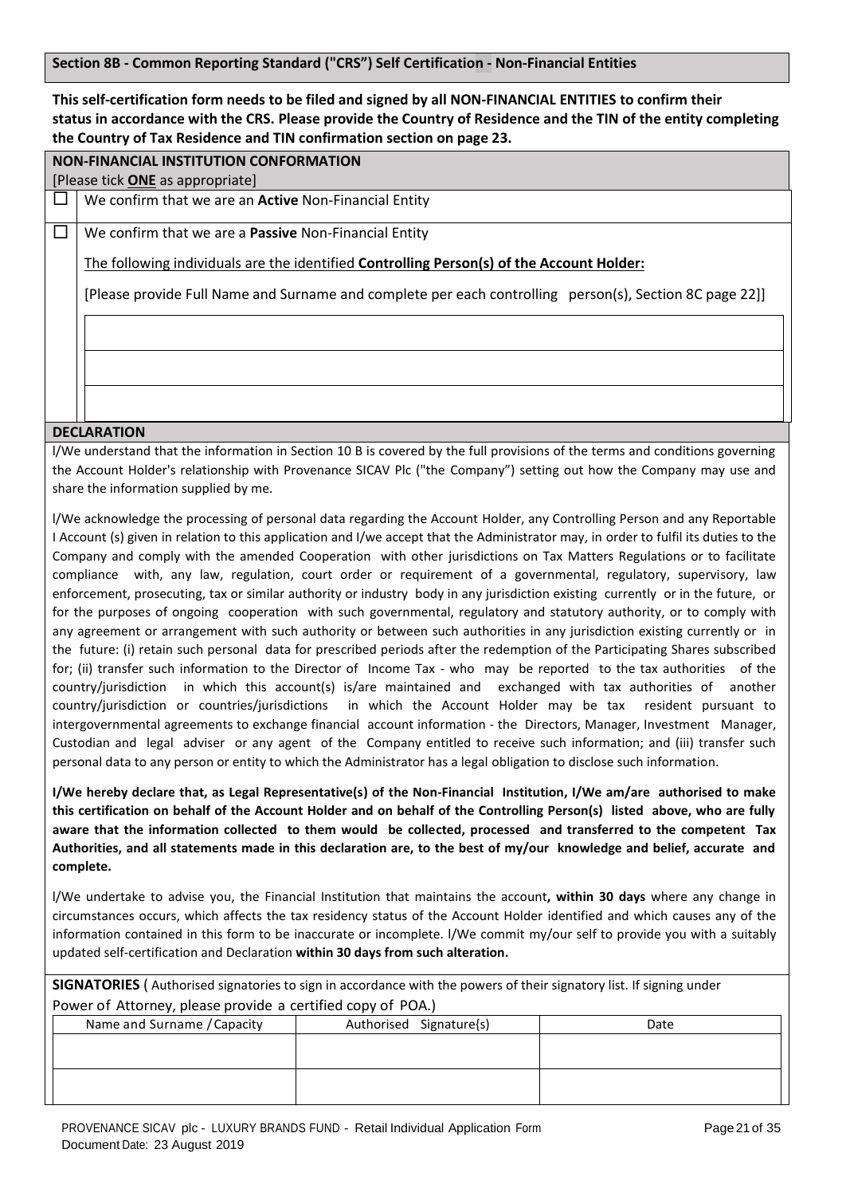## Section 8B - Common Reporting Standard ("CRS") Self Certification - Non-Financial Entities

**This self-certification form needs to be filed and signed by all NON-FINANCIAL ENTITIES to confirm their status in accordance with the CRS. Please provide the Country of Residence and the TIN of the entity completing the Country of Tax Residence and TIN confirmation section on page 23.**

**NON-FINANCIAL INSTITUTION CONFORMATION**

[Please tick **ONE** as appropriate]

☐ We confirm that we are an **Active** Non-Financial Entity

☐ We confirm that we are a **Passive** Non-Financial Entity

The following individuals are the identified **Controlling Person(s) of the Account Holder:**

[Please provide Full Name and Surname and complete per each controlling person(s), Section 8C page 22]]

| |
|---|
| |
| |
| |

**DECLARATION**

I/We understand that the information in Section 10 B is covered by the full provisions of the terms and conditions governing the Account Holder's relationship with Provenance SICAV Plc ("the Company") setting out how the Company may use and share the information supplied by me.

I/We acknowledge the processing of personal data regarding the Account Holder, any Controlling Person and any Reportable I Account (s) given in relation to this application and I/we accept that the Administrator may, in order to fulfil its duties to the Company and comply with the amended Cooperation with other jurisdictions on Tax Matters Regulations or to facilitate compliance with, any law, regulation, court order or requirement of a governmental, regulatory, supervisory, law enforcement, prosecuting, tax or similar authority or industry body in any jurisdiction existing currently or in the future, or for the purposes of ongoing cooperation with such governmental, regulatory and statutory authority, or to comply with any agreement or arrangement with such authority or between such authorities in any jurisdiction existing currently or in the future: (i) retain such personal data for prescribed periods after the redemption of the Participating Shares subscribed for; (ii) transfer such information to the Director of Income Tax - who may be reported to the tax authorities of the country/jurisdiction in which this account(s) is/are maintained and exchanged with tax authorities of another country/jurisdiction or countries/jurisdictions in which the Account Holder may be tax resident pursuant to intergovernmental agreements to exchange financial account information - the Directors, Manager, Investment Manager, Custodian and legal adviser or any agent of the Company entitled to receive such information; and (iii) transfer such personal data to any person or entity to which the Administrator has a legal obligation to disclose such information.

**I/We hereby declare that, as Legal Representative(s) of the Non-Financial Institution, I/We am/are authorised to make this certification on behalf of the Account Holder and on behalf of the Controlling Person(s) listed above, who are fully aware that the information collected to them would be collected, processed and transferred to the competent Tax Authorities, and all statements made in this declaration are, to the best of my/our knowledge and belief, accurate and complete.**

I/We undertake to advise you, the Financial Institution that maintains the account**, within 30 days** where any change in circumstances occurs, which affects the tax residency status of the Account Holder identified and which causes any of the information contained in this form to be inaccurate or incomplete. I/We commit my/our self to provide you with a suitably updated self-certification and Declaration **within 30 days from such alteration.**

**SIGNATORIES** ( Authorised signatories to sign in accordance with the powers of their signatory list. If signing under Power of Attorney, please provide a certified copy of POA.)

| Name and Surname / Capacity | Authorised Signature(s) | Date |
|---|---|---|
| | | |
| | | |

PROVENANCE SICAV plc - LUXURY BRANDS FUND - Retail Individual Application Form
Document Date: 23 August 2019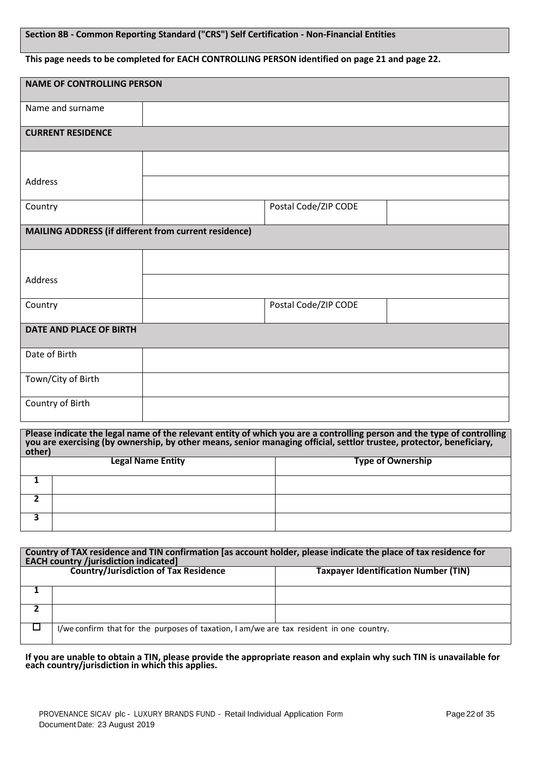**Section 8B - Common Reporting Standard ("CRS") Self Certification - Non-Financial Entities**

**This page needs to be completed for EACH CONTROLLING PERSON identified on page 21 and page 22.**

| **NAME OF CONTROLLING PERSON** | | | |
|---|---|---|---|
| Name and surname | | | |
| **CURRENT RESIDENCE** | | | |
| Address | | | |
| | | | |
| Country | | Postal Code/ZIP CODE | |
| **MAILING ADDRESS (if different from current residence)** | | | |
| Address | | | |
| | | | |
| Country | | Postal Code/ZIP CODE | |
| **DATE AND PLACE OF BIRTH** | | | |
| Date of Birth | | | |
| Town/City of Birth | | | |
| Country of Birth | | | |

**Please indicate the legal name of the relevant entity of which you are a controlling person and the type of controlling you are exercising (by ownership, by other means, senior managing official, settlor trustee, protector, beneficiary, other)**

| | **Legal Name Entity** | **Type of Ownership** |
|---|---|---|
| **1** | | |
| **2** | | |
| **3** | | |

**Country of TAX residence and TIN confirmation [as account holder, please indicate the place of tax residence for EACH country /jurisdiction indicated]**

| | **Country/Jurisdiction of Tax Residence** | **Taxpayer Identification Number (TIN)** |
|---|---|---|
| **1** | | |
| **2** | | |
| ☐ | I/we confirm that for the purposes of taxation, I am/we are tax resident in one country. | |

**If you are unable to obtain a TIN, please provide the appropriate reason and explain why such TIN is unavailable for each country/jurisdiction in which this applies.**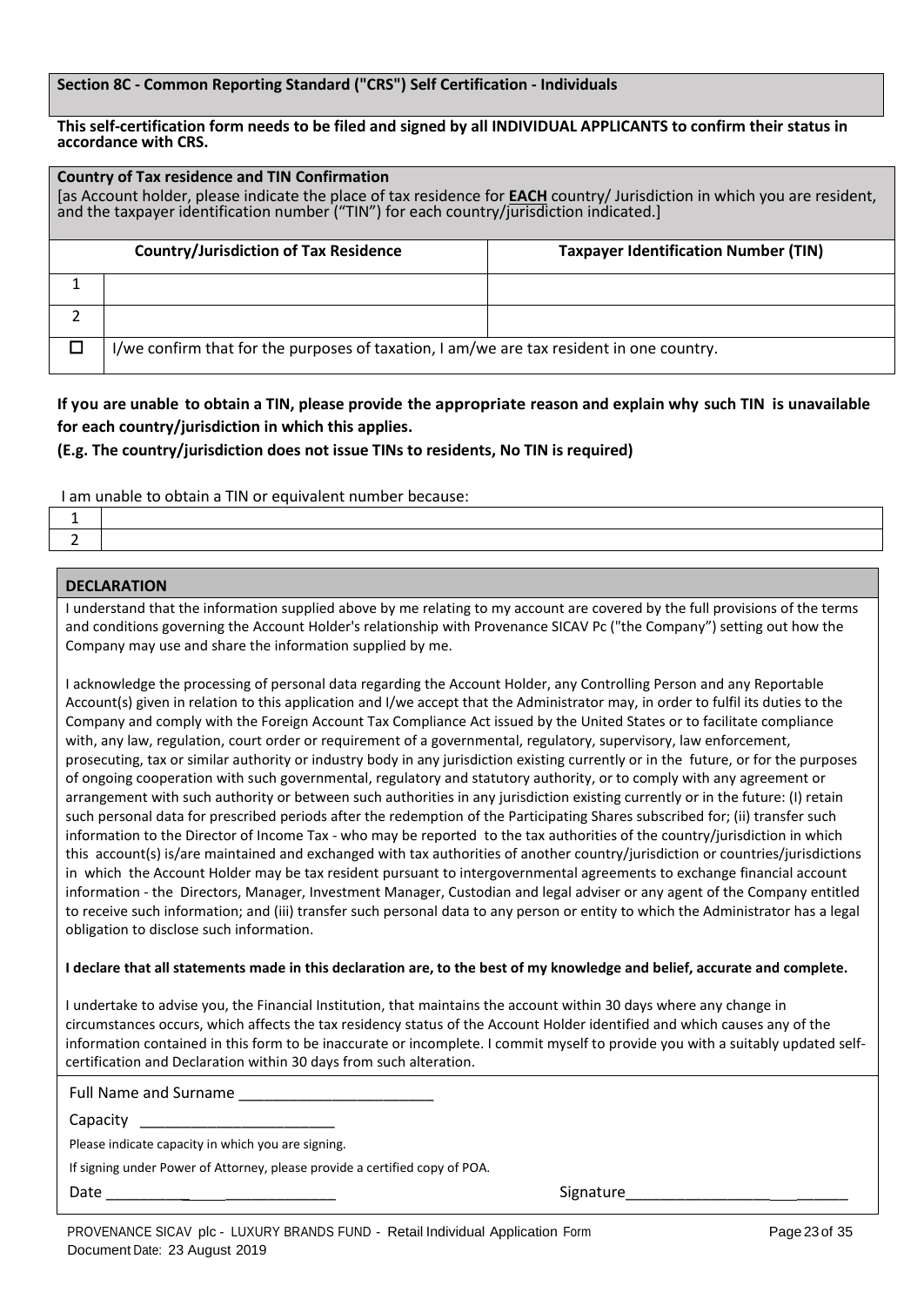**Section 8C - Common Reporting Standard ("CRS") Self Certification - Individuals**

**This self-certification form needs to be filed and signed by all INDIVIDUAL APPLICANTS to confirm their status in accordance with CRS.**

**Country of Tax residence and TIN Confirmation**

[as Account holder, please indicate the place of tax residence for **EACH** country/ Jurisdiction in which you are resident, and the taxpayer identification number ("TIN") for each country/jurisdiction indicated.]

| | Country/Jurisdiction of Tax Residence | Taxpayer Identification Number (TIN) |
|---|---|---|
| 1 | | |
| 2 | | |
| ☐ | I/we confirm that for the purposes of taxation, I am/we are tax resident in one country. | |

**If you are unable to obtain a TIN, please provide the appropriate reason and explain why such TIN is unavailable for each country/jurisdiction in which this applies.**

**(E.g. The country/jurisdiction does not issue TINs to residents, No TIN is required)**

I am unable to obtain a TIN or equivalent number because:

| | |
|---|---|
| 1 | |
| 2 | |

**DECLARATION**

I understand that the information supplied above by me relating to my account are covered by the full provisions of the terms and conditions governing the Account Holder's relationship with Provenance SICAV Pc ("the Company") setting out how the Company may use and share the information supplied by me.

I acknowledge the processing of personal data regarding the Account Holder, any Controlling Person and any Reportable Account(s) given in relation to this application and I/we accept that the Administrator may, in order to fulfil its duties to the Company and comply with the Foreign Account Tax Compliance Act issued by the United States or to facilitate compliance with, any law, regulation, court order or requirement of a governmental, regulatory, supervisory, law enforcement, prosecuting, tax or similar authority or industry body in any jurisdiction existing currently or in the future, or for the purposes of ongoing cooperation with such governmental, regulatory and statutory authority, or to comply with any agreement or arrangement with such authority or between such authorities in any jurisdiction existing currently or in the future: (I) retain such personal data for prescribed periods after the redemption of the Participating Shares subscribed for; (ii) transfer such information to the Director of Income Tax - who may be reported to the tax authorities of the country/jurisdiction in which this account(s) is/are maintained and exchanged with tax authorities of another country/jurisdiction or countries/jurisdictions in which the Account Holder may be tax resident pursuant to intergovernmental agreements to exchange financial account information - the Directors, Manager, Investment Manager, Custodian and legal adviser or any agent of the Company entitled to receive such information; and (iii) transfer such personal data to any person or entity to which the Administrator has a legal obligation to disclose such information.

**I declare that all statements made in this declaration are, to the best of my knowledge and belief, accurate and complete.**

I undertake to advise you, the Financial Institution, that maintains the account within 30 days where any change in circumstances occurs, which affects the tax residency status of the Account Holder identified and which causes any of the information contained in this form to be inaccurate or incomplete. I commit myself to provide you with a suitably updated self-certification and Declaration within 30 days from such alteration.

Full Name and Surname ________________________

Capacity ________________________

Please indicate capacity in which you are signing.

If signing under Power of Attorney, please provide a certified copy of POA.

Date ____________________________ Signature ____________________________

PROVENANCE SICAV plc - LUXURY BRANDS FUND - Retail Individual Application Form
Document Date: 23 August 2019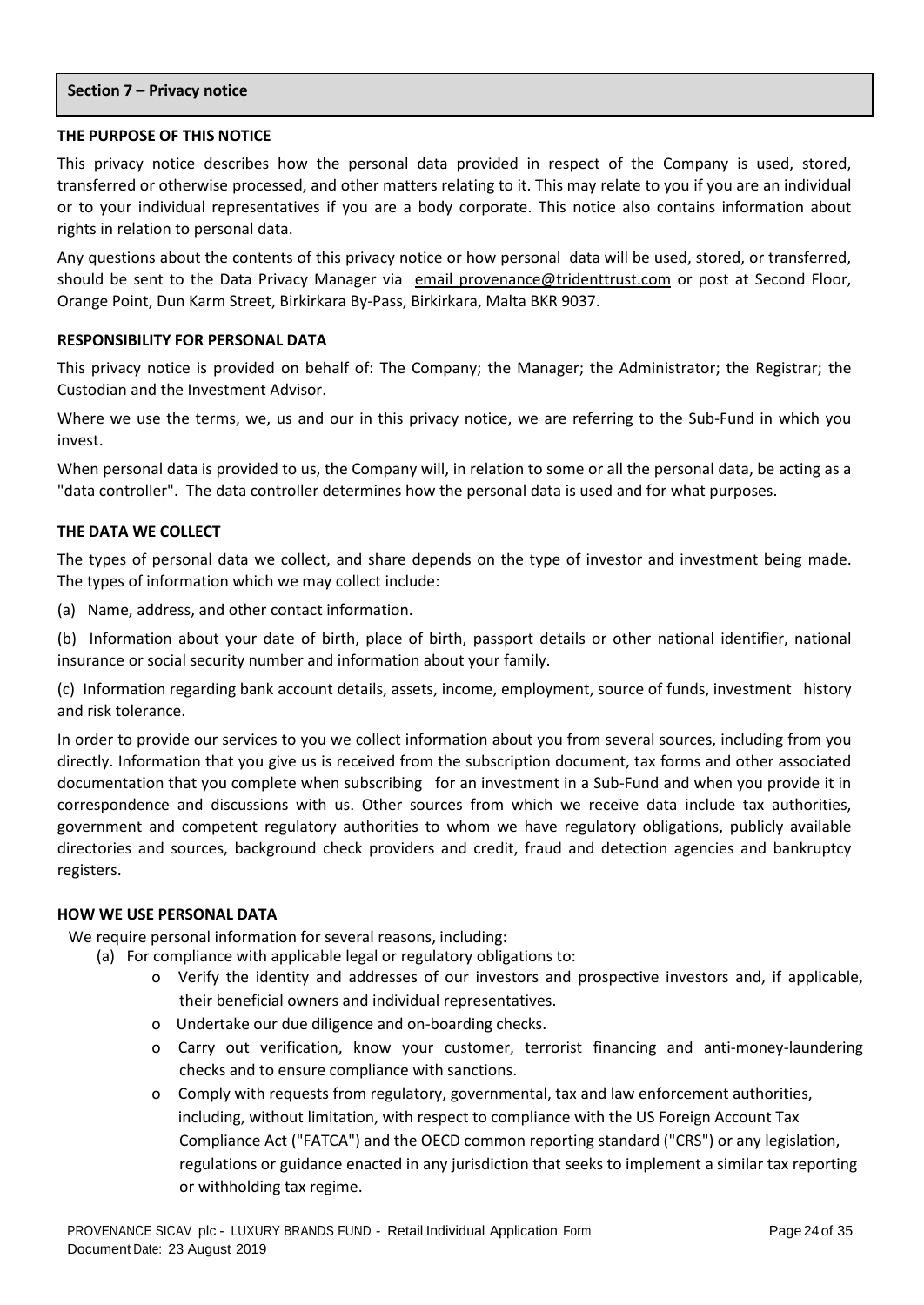## Section 7 – Privacy notice

**THE PURPOSE OF THIS NOTICE**

This privacy notice describes how the personal data provided in respect of the Company is used, stored, transferred or otherwise processed, and other matters relating to it. This may relate to you if you are an individual or to your individual representatives if you are a body corporate. This notice also contains information about rights in relation to personal data.

Any questions about the contents of this privacy notice or how personal data will be used, stored, or transferred, should be sent to the Data Privacy Manager via email provenance@tridenttrust.com or post at Second Floor, Orange Point, Dun Karm Street, Birkirkara By-Pass, Birkirkara, Malta BKR 9037.

**RESPONSIBILITY FOR PERSONAL DATA**

This privacy notice is provided on behalf of: The Company; the Manager; the Administrator; the Registrar; the Custodian and the Investment Advisor.

Where we use the terms, we, us and our in this privacy notice, we are referring to the Sub-Fund in which you invest.

When personal data is provided to us, the Company will, in relation to some or all the personal data, be acting as a "data controller". The data controller determines how the personal data is used and for what purposes.

**THE DATA WE COLLECT**

The types of personal data we collect, and share depends on the type of investor and investment being made. The types of information which we may collect include:

(a) Name, address, and other contact information.

(b) Information about your date of birth, place of birth, passport details or other national identifier, national insurance or social security number and information about your family.

(c) Information regarding bank account details, assets, income, employment, source of funds, investment history and risk tolerance.

In order to provide our services to you we collect information about you from several sources, including from you directly. Information that you give us is received from the subscription document, tax forms and other associated documentation that you complete when subscribing for an investment in a Sub-Fund and when you provide it in correspondence and discussions with us. Other sources from which we receive data include tax authorities, government and competent regulatory authorities to whom we have regulatory obligations, publicly available directories and sources, background check providers and credit, fraud and detection agencies and bankruptcy registers.

**HOW WE USE PERSONAL DATA**

We require personal information for several reasons, including:

(a) For compliance with applicable legal or regulatory obligations to:

- Verify the identity and addresses of our investors and prospective investors and, if applicable, their beneficial owners and individual representatives.
- Undertake our due diligence and on-boarding checks.
- Carry out verification, know your customer, terrorist financing and anti-money-laundering checks and to ensure compliance with sanctions.
- Comply with requests from regulatory, governmental, tax and law enforcement authorities, including, without limitation, with respect to compliance with the US Foreign Account Tax Compliance Act ("FATCA") and the OECD common reporting standard ("CRS") or any legislation, regulations or guidance enacted in any jurisdiction that seeks to implement a similar tax reporting or withholding tax regime.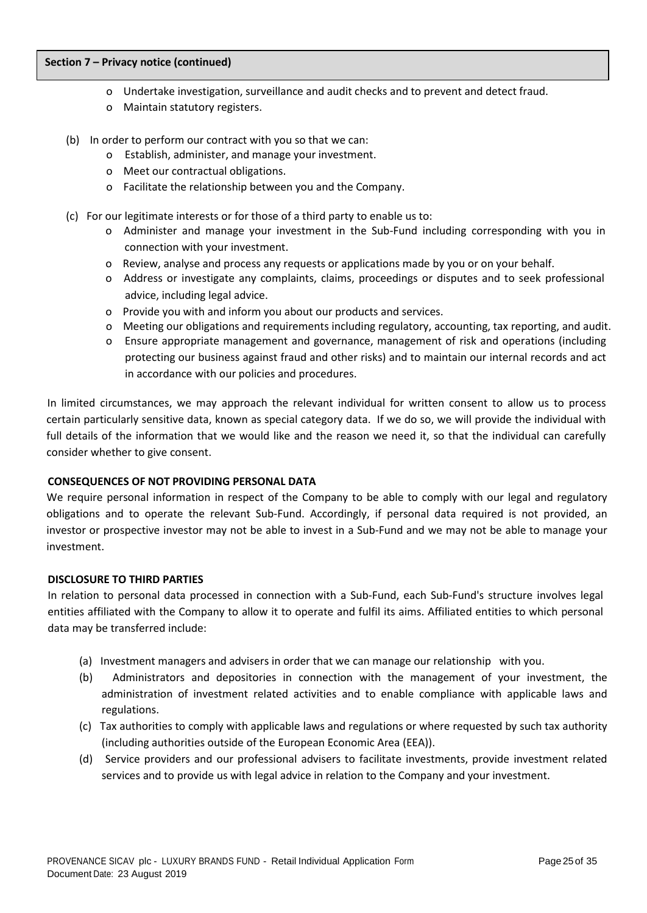**Section 7 – Privacy notice (continued)**

- Undertake investigation, surveillance and audit checks and to prevent and detect fraud.
- Maintain statutory registers.

(b) In order to perform our contract with you so that we can:

- Establish, administer, and manage your investment.
- Meet our contractual obligations.
- Facilitate the relationship between you and the Company.

(c) For our legitimate interests or for those of a third party to enable us to:

- Administer and manage your investment in the Sub-Fund including corresponding with you in connection with your investment.
- Review, analyse and process any requests or applications made by you or on your behalf.
- Address or investigate any complaints, claims, proceedings or disputes and to seek professional advice, including legal advice.
- Provide you with and inform you about our products and services.
- Meeting our obligations and requirements including regulatory, accounting, tax reporting, and audit.
- Ensure appropriate management and governance, management of risk and operations (including protecting our business against fraud and other risks) and to maintain our internal records and act in accordance with our policies and procedures.

In limited circumstances, we may approach the relevant individual for written consent to allow us to process certain particularly sensitive data, known as special category data. If we do so, we will provide the individual with full details of the information that we would like and the reason we need it, so that the individual can carefully consider whether to give consent.

**CONSEQUENCES OF NOT PROVIDING PERSONAL DATA**

We require personal information in respect of the Company to be able to comply with our legal and regulatory obligations and to operate the relevant Sub-Fund. Accordingly, if personal data required is not provided, an investor or prospective investor may not be able to invest in a Sub-Fund and we may not be able to manage your investment.

**DISCLOSURE TO THIRD PARTIES**

In relation to personal data processed in connection with a Sub-Fund, each Sub-Fund's structure involves legal entities affiliated with the Company to allow it to operate and fulfil its aims. Affiliated entities to which personal data may be transferred include:

(a) Investment managers and advisers in order that we can manage our relationship with you.

(b) Administrators and depositories in connection with the management of your investment, the administration of investment related activities and to enable compliance with applicable laws and regulations.

(c) Tax authorities to comply with applicable laws and regulations or where requested by such tax authority (including authorities outside of the European Economic Area (EEA)).

(d) Service providers and our professional advisers to facilitate investments, provide investment related services and to provide us with legal advice in relation to the Company and your investment.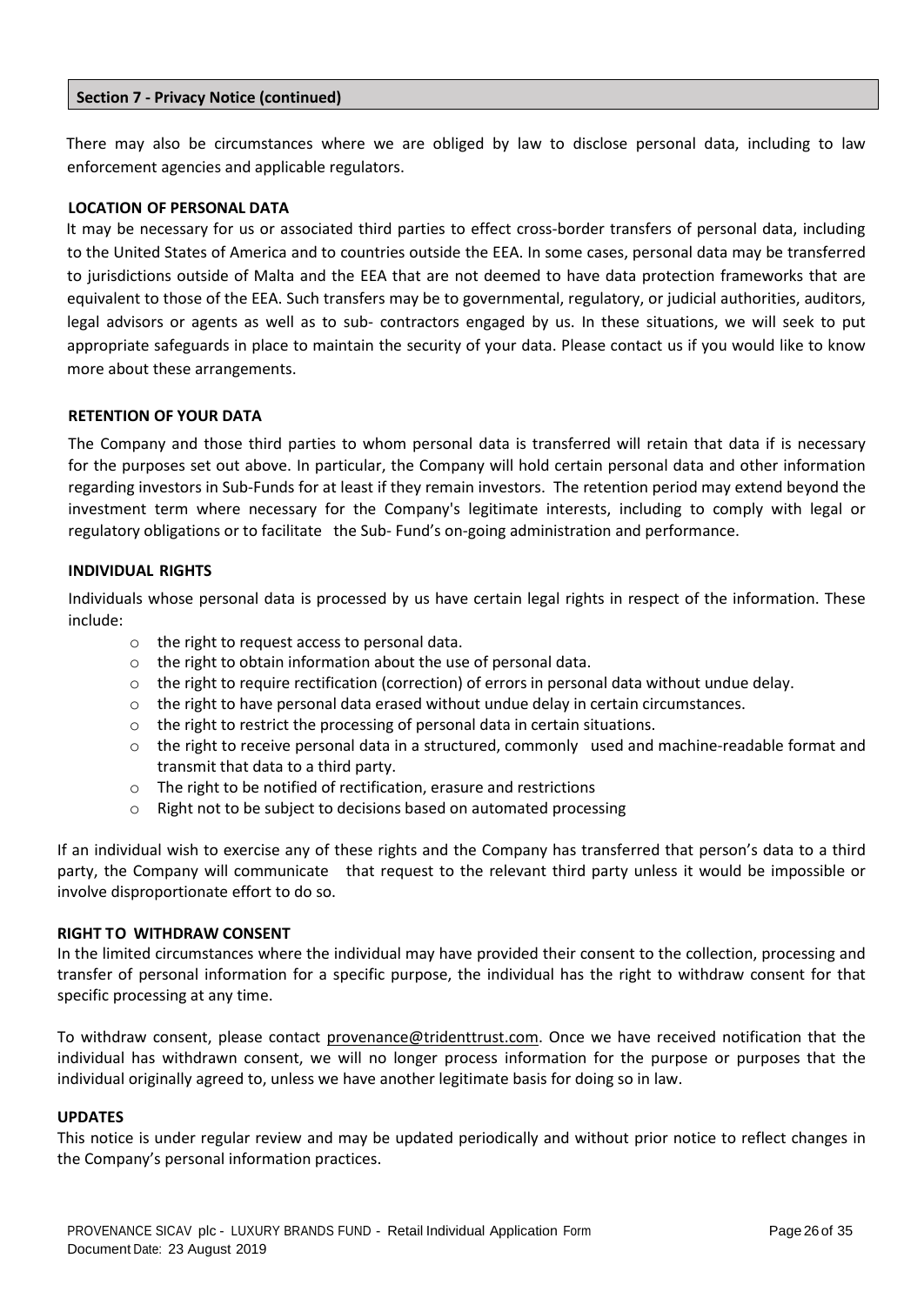## Section 7 - Privacy Notice (continued)

There may also be circumstances where we are obliged by law to disclose personal data, including to law enforcement agencies and applicable regulators.

### LOCATION OF PERSONAL DATA

It may be necessary for us or associated third parties to effect cross-border transfers of personal data, including to the United States of America and to countries outside the EEA. In some cases, personal data may be transferred to jurisdictions outside of Malta and the EEA that are not deemed to have data protection frameworks that are equivalent to those of the EEA. Such transfers may be to governmental, regulatory, or judicial authorities, auditors, legal advisors or agents as well as to sub- contractors engaged by us. In these situations, we will seek to put appropriate safeguards in place to maintain the security of your data. Please contact us if you would like to know more about these arrangements.

### RETENTION OF YOUR DATA

The Company and those third parties to whom personal data is transferred will retain that data if is necessary for the purposes set out above. In particular, the Company will hold certain personal data and other information regarding investors in Sub-Funds for at least if they remain investors. The retention period may extend beyond the investment term where necessary for the Company's legitimate interests, including to comply with legal or regulatory obligations or to facilitate the Sub- Fund's on-going administration and performance.

### INDIVIDUAL RIGHTS

Individuals whose personal data is processed by us have certain legal rights in respect of the information. These include:

- the right to request access to personal data.
- the right to obtain information about the use of personal data.
- the right to require rectification (correction) of errors in personal data without undue delay.
- the right to have personal data erased without undue delay in certain circumstances.
- the right to restrict the processing of personal data in certain situations.
- the right to receive personal data in a structured, commonly used and machine-readable format and transmit that data to a third party.
- The right to be notified of rectification, erasure and restrictions
- Right not to be subject to decisions based on automated processing

If an individual wish to exercise any of these rights and the Company has transferred that person's data to a third party, the Company will communicate that request to the relevant third party unless it would be impossible or involve disproportionate effort to do so.

### RIGHT TO WITHDRAW CONSENT

In the limited circumstances where the individual may have provided their consent to the collection, processing and transfer of personal information for a specific purpose, the individual has the right to withdraw consent for that specific processing at any time.

To withdraw consent, please contact provenance@tridenttrust.com. Once we have received notification that the individual has withdrawn consent, we will no longer process information for the purpose or purposes that the individual originally agreed to, unless we have another legitimate basis for doing so in law.

### UPDATES

This notice is under regular review and may be updated periodically and without prior notice to reflect changes in the Company's personal information practices.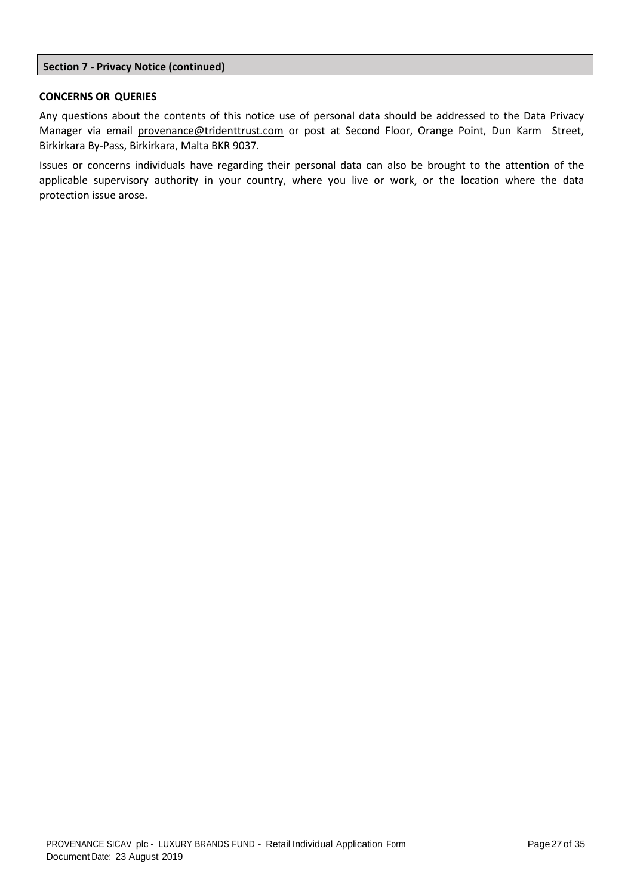## Section 7 - Privacy Notice (continued)

**CONCERNS OR QUERIES**

Any questions about the contents of this notice use of personal data should be addressed to the Data Privacy Manager via email provenance@tridenttrust.com or post at Second Floor, Orange Point, Dun Karm Street, Birkirkara By-Pass, Birkirkara, Malta BKR 9037.

Issues or concerns individuals have regarding their personal data can also be brought to the attention of the applicable supervisory authority in your country, where you live or work, or the location where the data protection issue arose.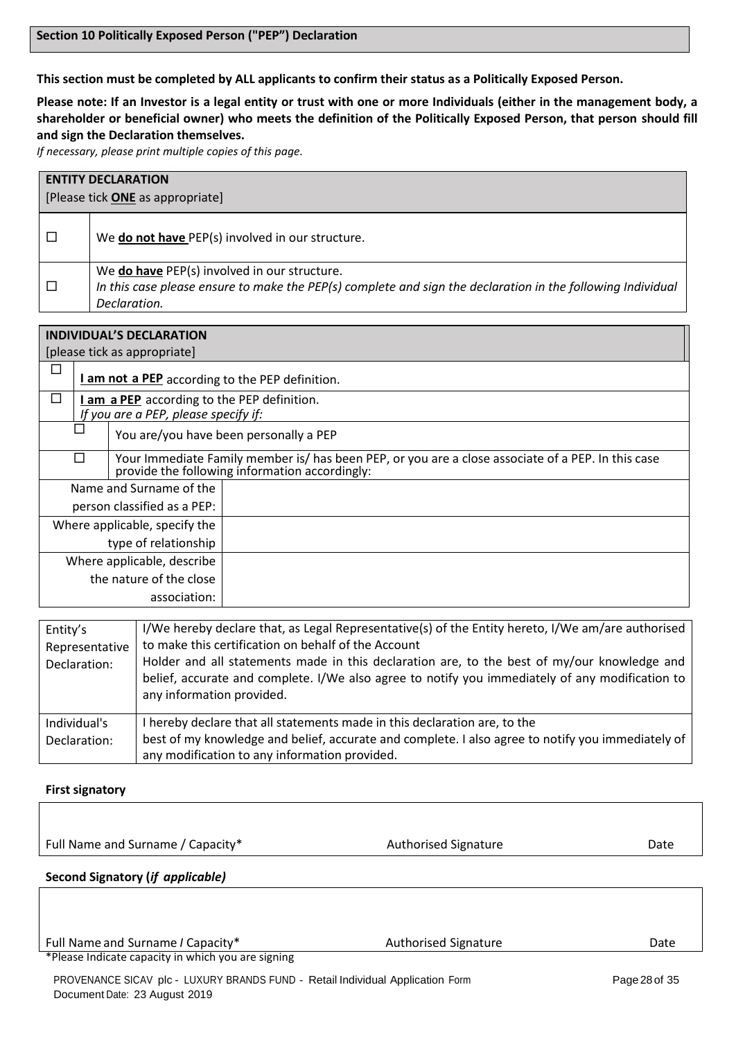## Section 10 Politically Exposed Person ("PEP") Declaration

**This section must be completed by ALL applicants to confirm their status as a Politically Exposed Person.**

**Please note: If an Investor is a legal entity or trust with one or more Individuals (either in the management body, a shareholder or beneficial owner) who meets the definition of the Politically Exposed Person, that person should fill and sign the Declaration themselves.**

*If necessary, please print multiple copies of this page.*

| **ENTITY DECLARATION**<br>[Please tick **ONE** as appropriate] | |
|---|---|
| ☐ | We **do not have** PEP(s) involved in our structure. |
| ☐ | We **do have** PEP(s) involved in our structure.<br>*In this case please ensure to make the PEP(s) complete and sign the declaration in the following Individual Declaration.* |

| **INDIVIDUAL'S DECLARATION**<br>[please tick as appropriate] | | |
|---|---|---|
| ☐ | **I am not a PEP** according to the PEP definition. | |
| ☐ | **I am a PEP** according to the PEP definition.<br>*If you are a PEP, please specify if:* | |
| | ☐ | You are/you have been personally a PEP |
| | ☐ | Your Immediate Family member is/ has been PEP, or you are a close associate of a PEP. In this case provide the following information accordingly: |
| Name and Surname of the person classified as a PEP: | | |
| Where applicable, specify the type of relationship | | |
| Where applicable, describe the nature of the close association: | | |

| | |
|---|---|
| Entity's Representative Declaration: | I/We hereby declare that, as Legal Representative(s) of the Entity hereto, I/We am/are authorised to make this certification on behalf of the Account Holder and all statements made in this declaration are, to the best of my/our knowledge and belief, accurate and complete. I/We also agree to notify you immediately of any modification to any information provided. |
| Individual's Declaration: | I hereby declare that all statements made in this declaration are, to the best of my knowledge and belief, accurate and complete. I also agree to notify you immediately of any modification to any information provided. |

**First signatory**

| Full Name and Surname / Capacity* | Authorised Signature | Date |
|---|---|---|
| | | |

**Second Signatory (*if applicable)***

| Full Name and Surname / Capacity* | Authorised Signature | Date |
|---|---|---|
| | | |

*Please Indicate capacity in which you are signing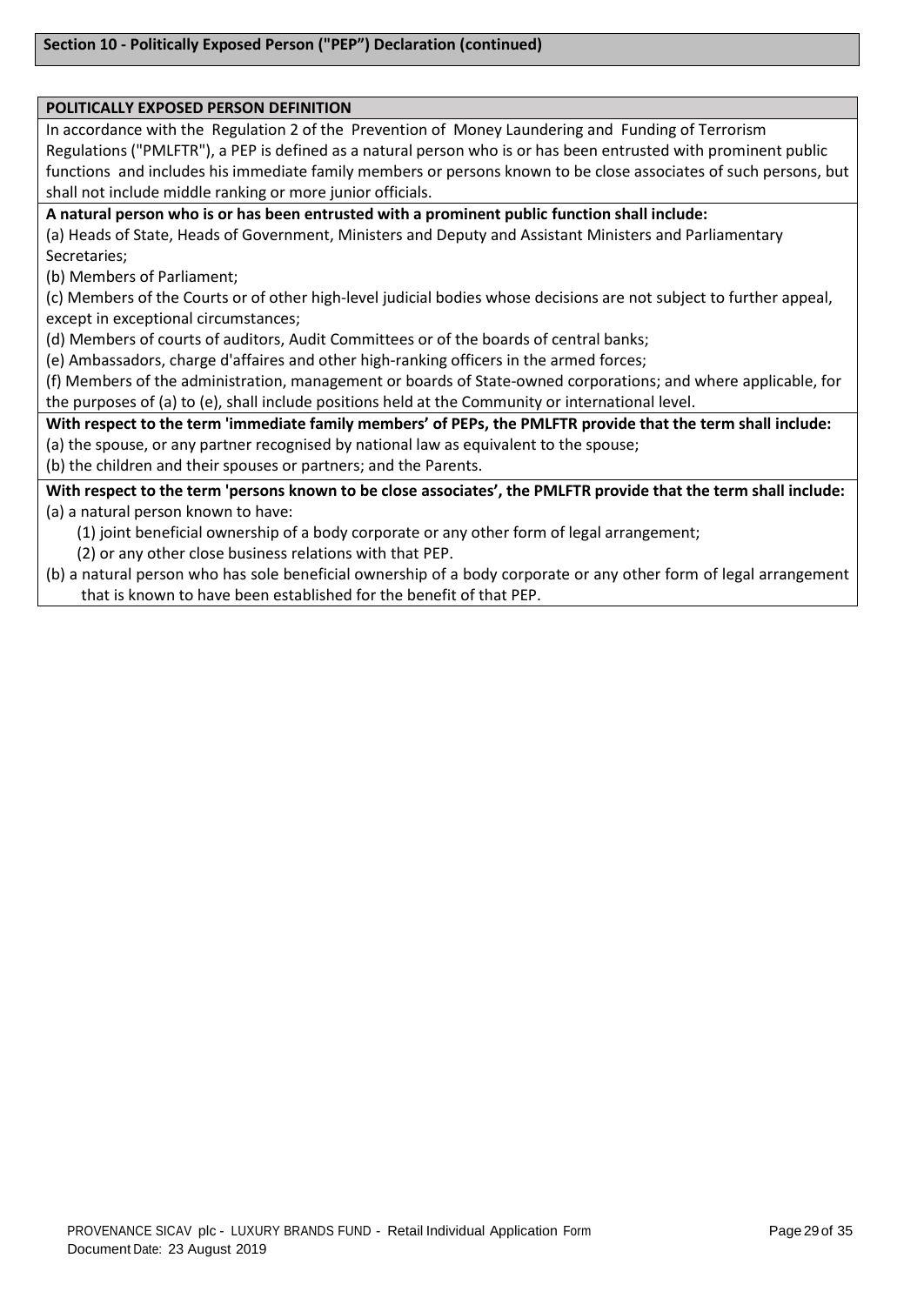## Section 10 - Politically Exposed Person ("PEP") Declaration (continued)

**POLITICALLY EXPOSED PERSON DEFINITION**

In accordance with the Regulation 2 of the Prevention of Money Laundering and Funding of Terrorism Regulations ("PMLFTR"), a PEP is defined as a natural person who is or has been entrusted with prominent public functions and includes his immediate family members or persons known to be close associates of such persons, but shall not include middle ranking or more junior officials.

**A natural person who is or has been entrusted with a prominent public function shall include:**

(a) Heads of State, Heads of Government, Ministers and Deputy and Assistant Ministers and Parliamentary Secretaries;

(b) Members of Parliament;

(c) Members of the Courts or of other high-level judicial bodies whose decisions are not subject to further appeal, except in exceptional circumstances;

(d) Members of courts of auditors, Audit Committees or of the boards of central banks;

(e) Ambassadors, charge d'affaires and other high-ranking officers in the armed forces;

(f) Members of the administration, management or boards of State-owned corporations; and where applicable, for the purposes of (a) to (e), shall include positions held at the Community or international level.

**With respect to the term 'immediate family members' of PEPs, the PMLFTR provide that the term shall include:**

(a) the spouse, or any partner recognised by national law as equivalent to the spouse;

(b) the children and their spouses or partners; and the Parents.

**With respect to the term 'persons known to be close associates', the PMLFTR provide that the term shall include:**

(a) a natural person known to have:

(1) joint beneficial ownership of a body corporate or any other form of legal arrangement;

(2) or any other close business relations with that PEP.

(b) a natural person who has sole beneficial ownership of a body corporate or any other form of legal arrangement that is known to have been established for the benefit of that PEP.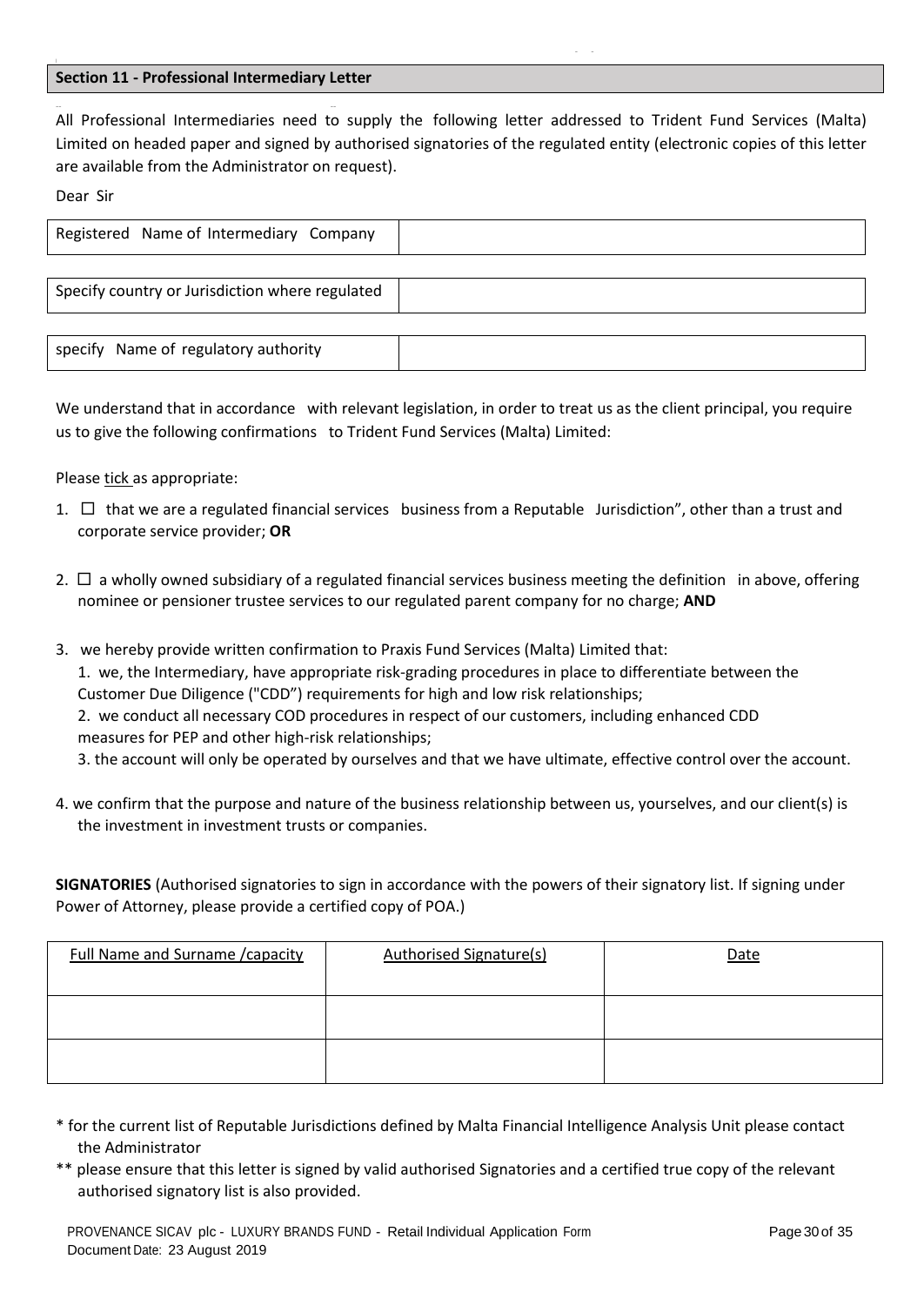## Section 11 - Professional Intermediary Letter

All Professional Intermediaries need to supply the following letter addressed to Trident Fund Services (Malta) Limited on headed paper and signed by authorised signatories of the regulated entity (electronic copies of this letter are available from the Administrator on request).

Dear Sir

| Registered Name of Intermediary Company | |
|---|---|

| Specify country or Jurisdiction where regulated | |
|---|---|

| specify Name of regulatory authority | |
|---|---|

We understand that in accordance with relevant legislation, in order to treat us as the client principal, you require us to give the following confirmations to Trident Fund Services (Malta) Limited:

Please tick as appropriate:

1. ☐ that we are a regulated financial services business from a Reputable Jurisdiction", other than a trust and corporate service provider; **OR**

2. ☐ a wholly owned subsidiary of a regulated financial services business meeting the definition in above, offering nominee or pensioner trustee services to our regulated parent company for no charge; **AND**

3. we hereby provide written confirmation to Praxis Fund Services (Malta) Limited that:
   1. we, the Intermediary, have appropriate risk-grading procedures in place to differentiate between the Customer Due Diligence ("CDD") requirements for high and low risk relationships;
   2. we conduct all necessary COD procedures in respect of our customers, including enhanced CDD measures for PEP and other high-risk relationships;
   3. the account will only be operated by ourselves and that we have ultimate, effective control over the account.

4. we confirm that the purpose and nature of the business relationship between us, yourselves, and our client(s) is the investment in investment trusts or companies.

**SIGNATORIES** (Authorised signatories to sign in accordance with the powers of their signatory list. If signing under Power of Attorney, please provide a certified copy of POA.)

| Full Name and Surname /capacity | Authorised Signature(s) | Date |
|---|---|---|
| | | |
| | | |

\* for the current list of Reputable Jurisdictions defined by Malta Financial Intelligence Analysis Unit please contact the Administrator

\*\* please ensure that this letter is signed by valid authorised Signatories and a certified true copy of the relevant authorised signatory list is also provided.

PROVENANCE SICAV plc - LUXURY BRANDS FUND - Retail Individual Application Form
Document Date: 23 August 2019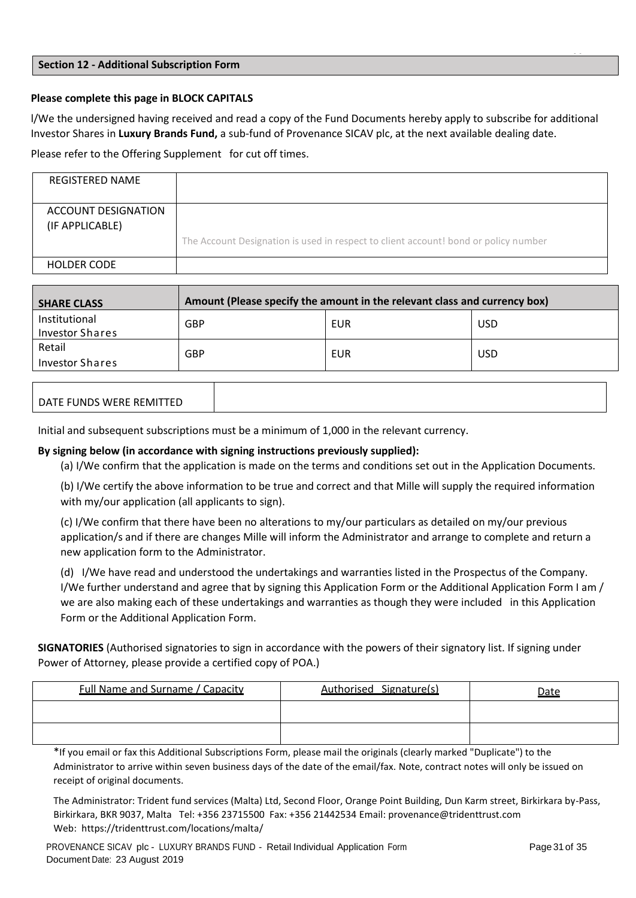## Section 12 - Additional Subscription Form

**Please complete this page in BLOCK CAPITALS**

l/We the undersigned having received and read a copy of the Fund Documents hereby apply to subscribe for additional Investor Shares in **Luxury Brands Fund,** a sub-fund of Provenance SICAV plc, at the next available dealing date.

Please refer to the Offering Supplement for cut off times.

| REGISTERED NAME | |
|---|---|
| ACCOUNT DESIGNATION (IF APPLICABLE) | The Account Designation is used in respect to client account! bond or policy number |
| HOLDER CODE | |

| **SHARE CLASS** | **Amount (Please specify the amount in the relevant class and currency box)** | | |
|---|---|---|---|
| Institutional Investor Shares | GBP | EUR | USD |
| Retail Investor Shares | GBP | EUR | USD |

| DATE FUNDS WERE REMITTED | |
|---|---|

Initial and subsequent subscriptions must be a minimum of 1,000 in the relevant currency.

**By signing below (in accordance with signing instructions previously supplied):**

(a) I/We confirm that the application is made on the terms and conditions set out in the Application Documents.

(b) I/We certify the above information to be true and correct and that Mille will supply the required information with my/our application (all applicants to sign).

(c) I/We confirm that there have been no alterations to my/our particulars as detailed on my/our previous application/s and if there are changes Mille will inform the Administrator and arrange to complete and return a new application form to the Administrator.

(d) I/We have read and understood the undertakings and warranties listed in the Prospectus of the Company. I/We further understand and agree that by signing this Application Form or the Additional Application Form I am / we are also making each of these undertakings and warranties as though they were included in this Application Form or the Additional Application Form.

**SIGNATORIES** (Authorised signatories to sign in accordance with the powers of their signatory list. If signing under Power of Attorney, please provide a certified copy of POA.)

| Full Name and Surname / Capacity | Authorised Signature(s) | Date |
|---|---|---|
| | | |
| | | |

*If you email or fax this Additional Subscriptions Form, please mail the originals (clearly marked "Duplicate") to the Administrator to arrive within seven business days of the date of the email/fax. Note, contract notes will only be issued on receipt of original documents.

The Administrator: Trident fund services (Malta) Ltd, Second Floor, Orange Point Building, Dun Karm street, Birkirkara by-Pass, Birkirkara, BKR 9037, Malta Tel: +356 23715500 Fax: +356 21442534 Email: provenance@tridenttrust.com
Web: https://tridenttrust.com/locations/malta/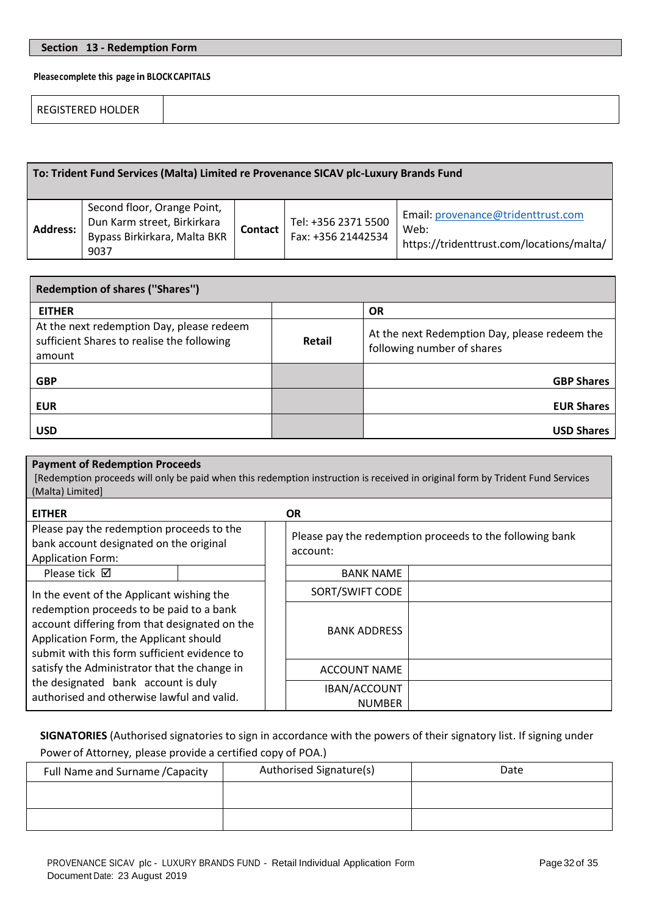## Section 13 - Redemption Form

**Please complete this page in BLOCK CAPITALS**

| | |
|---|---|
| REGISTERED HOLDER | |

**To: Trident Fund Services (Malta) Limited re Provenance SICAV plc-Luxury Brands Fund**

| | | | | |
|---|---|---|---|---|
| **Address:** | Second floor, Orange Point, Dun Karm street, Birkirkara Bypass Birkirkara, Malta BKR 9037 | **Contact** | Tel: +356 2371 5500 Fax: +356 21442534 | Email: provenance@tridenttrust.com Web: https://tridenttrust.com/locations/malta/ |

**Redemption of shares ("Shares")**

| **EITHER** | | **OR** |
|---|---|---|
| At the next redemption Day, please redeem sufficient Shares to realise the following amount | **Retail** | At the next Redemption Day, please redeem the following number of shares |
| **GBP** | | **GBP Shares** |
| **EUR** | | **EUR Shares** |
| **USD** | | **USD Shares** |

**Payment of Redemption Proceeds**

[Redemption proceeds will only be paid when this redemption instruction is received in original form by Trident Fund Services (Malta) Limited]

**EITHER**

Please pay the redemption proceeds to the bank account designated on the original Application Form:

| | |
|---|---|
| Please tick ☑ | |

In the event of the Applicant wishing the redemption proceeds to be paid to a bank account differing from that designated on the Application Form, the Applicant should submit with this form sufficient evidence to satisfy the Administrator that the change in the designated bank account is duly authorised and otherwise lawful and valid.

**OR**

Please pay the redemption proceeds to the following bank account:

| | |
|---|---|
| BANK NAME | |
| SORT/SWIFT CODE | |
| BANK ADDRESS | |
| ACCOUNT NAME | |
| IBAN/ACCOUNT NUMBER | |

**SIGNATORIES** (Authorised signatories to sign in accordance with the powers of their signatory list. If signing under Power of Attorney, please provide a certified copy of POA.)

| Full Name and Surname /Capacity | Authorised Signature(s) | Date |
|---|---|---|
| | | |
| | | |